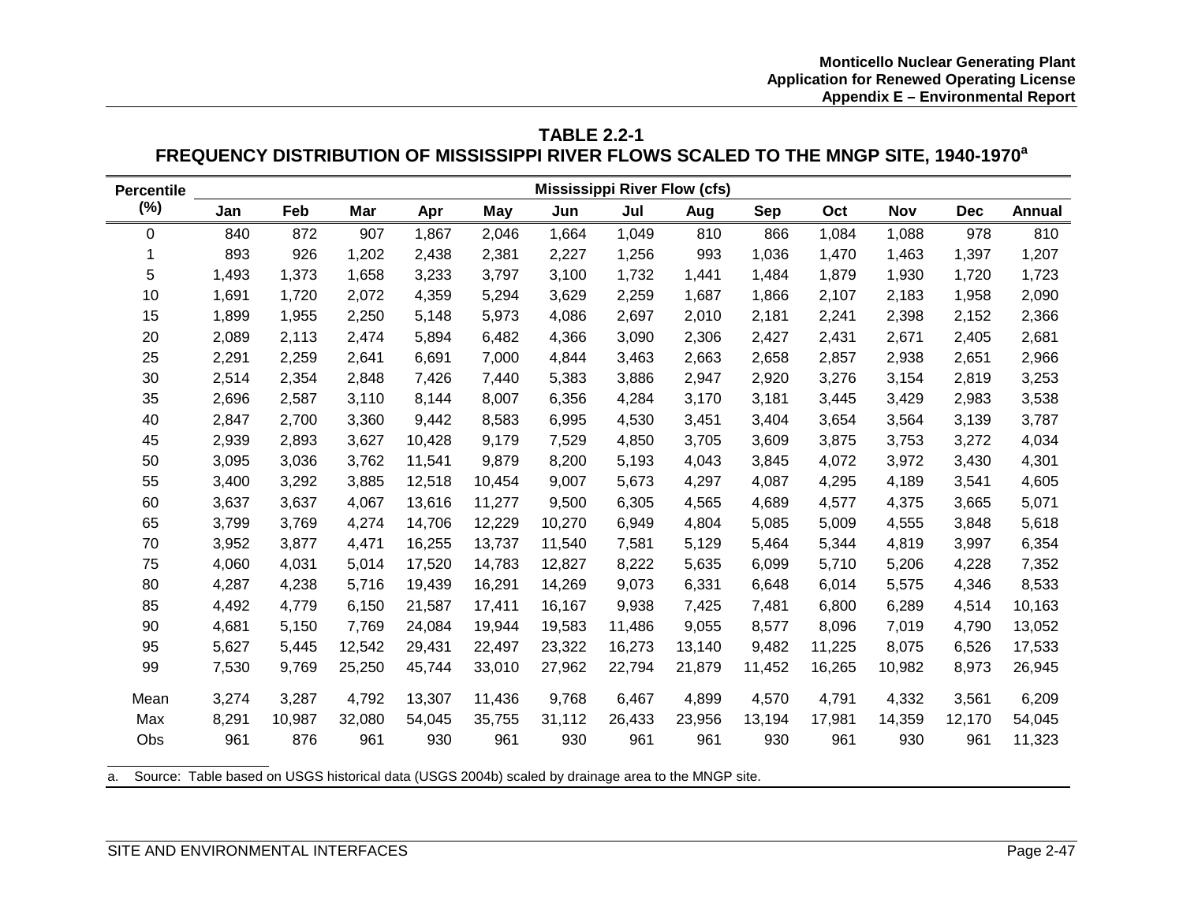## TABLE 2.2-1
## FREQUENCY DISTRIBUTION OF MISSISSIPPI RIVER FLOWS SCALED TO THE MNGP SITE, 1940-1970[a]

| Percentile (%) | Mississippi River Flow (cfs) | | | | | | | | | | | | |
|---|---|---|---|---|---|---|---|---|---|---|---|---|---|
| | Jan | Feb | Mar | Apr | May | Jun | Jul | Aug | Sep | Oct | Nov | Dec | Annual |
| 0 | 840 | 872 | 907 | 1,867 | 2,046 | 1,664 | 1,049 | 810 | 866 | 1,084 | 1,088 | 978 | 810 |
| 1 | 893 | 926 | 1,202 | 2,438 | 2,381 | 2,227 | 1,256 | 993 | 1,036 | 1,470 | 1,463 | 1,397 | 1,207 |
| 5 | 1,493 | 1,373 | 1,658 | 3,233 | 3,797 | 3,100 | 1,732 | 1,441 | 1,484 | 1,879 | 1,930 | 1,720 | 1,723 |
| 10 | 1,691 | 1,720 | 2,072 | 4,359 | 5,294 | 3,629 | 2,259 | 1,687 | 1,866 | 2,107 | 2,183 | 1,958 | 2,090 |
| 15 | 1,899 | 1,955 | 2,250 | 5,148 | 5,973 | 4,086 | 2,697 | 2,010 | 2,181 | 2,241 | 2,398 | 2,152 | 2,366 |
| 20 | 2,089 | 2,113 | 2,474 | 5,894 | 6,482 | 4,366 | 3,090 | 2,306 | 2,427 | 2,431 | 2,671 | 2,405 | 2,681 |
| 25 | 2,291 | 2,259 | 2,641 | 6,691 | 7,000 | 4,844 | 3,463 | 2,663 | 2,658 | 2,857 | 2,938 | 2,651 | 2,966 |
| 30 | 2,514 | 2,354 | 2,848 | 7,426 | 7,440 | 5,383 | 3,886 | 2,947 | 2,920 | 3,276 | 3,154 | 2,819 | 3,253 |
| 35 | 2,696 | 2,587 | 3,110 | 8,144 | 8,007 | 6,356 | 4,284 | 3,170 | 3,181 | 3,445 | 3,429 | 2,983 | 3,538 |
| 40 | 2,847 | 2,700 | 3,360 | 9,442 | 8,583 | 6,995 | 4,530 | 3,451 | 3,404 | 3,654 | 3,564 | 3,139 | 3,787 |
| 45 | 2,939 | 2,893 | 3,627 | 10,428 | 9,179 | 7,529 | 4,850 | 3,705 | 3,609 | 3,875 | 3,753 | 3,272 | 4,034 |
| 50 | 3,095 | 3,036 | 3,762 | 11,541 | 9,879 | 8,200 | 5,193 | 4,043 | 3,845 | 4,072 | 3,972 | 3,430 | 4,301 |
| 55 | 3,400 | 3,292 | 3,885 | 12,518 | 10,454 | 9,007 | 5,673 | 4,297 | 4,087 | 4,295 | 4,189 | 3,541 | 4,605 |
| 60 | 3,637 | 3,637 | 4,067 | 13,616 | 11,277 | 9,500 | 6,305 | 4,565 | 4,689 | 4,577 | 4,375 | 3,665 | 5,071 |
| 65 | 3,799 | 3,769 | 4,274 | 14,706 | 12,229 | 10,270 | 6,949 | 4,804 | 5,085 | 5,009 | 4,555 | 3,848 | 5,618 |
| 70 | 3,952 | 3,877 | 4,471 | 16,255 | 13,737 | 11,540 | 7,581 | 5,129 | 5,464 | 5,344 | 4,819 | 3,997 | 6,354 |
| 75 | 4,060 | 4,031 | 5,014 | 17,520 | 14,783 | 12,827 | 8,222 | 5,635 | 6,099 | 5,710 | 5,206 | 4,228 | 7,352 |
| 80 | 4,287 | 4,238 | 5,716 | 19,439 | 16,291 | 14,269 | 9,073 | 6,331 | 6,648 | 6,014 | 5,575 | 4,346 | 8,533 |
| 85 | 4,492 | 4,779 | 6,150 | 21,587 | 17,411 | 16,167 | 9,938 | 7,425 | 7,481 | 6,800 | 6,289 | 4,514 | 10,163 |
| 90 | 4,681 | 5,150 | 7,769 | 24,084 | 19,944 | 19,583 | 11,486 | 9,055 | 8,577 | 8,096 | 7,019 | 4,790 | 13,052 |
| 95 | 5,627 | 5,445 | 12,542 | 29,431 | 22,497 | 23,322 | 16,273 | 13,140 | 9,482 | 11,225 | 8,075 | 6,526 | 17,533 |
| 99 | 7,530 | 9,769 | 25,250 | 45,744 | 33,010 | 27,962 | 22,794 | 21,879 | 11,452 | 16,265 | 10,982 | 8,973 | 26,945 |
| Mean | 3,274 | 3,287 | 4,792 | 13,307 | 11,436 | 9,768 | 6,467 | 4,899 | 4,570 | 4,791 | 4,332 | 3,561 | 6,209 |
| Max | 8,291 | 10,987 | 32,080 | 54,045 | 35,755 | 31,112 | 26,433 | 23,956 | 13,194 | 17,981 | 14,359 | 12,170 | 54,045 |
| Obs | 961 | 876 | 961 | 930 | 961 | 930 | 961 | 961 | 930 | 961 | 930 | 961 | 11,323 |

a. Source: Table based on USGS historical data (USGS 2004b) scaled by drainage area to the MNGP site.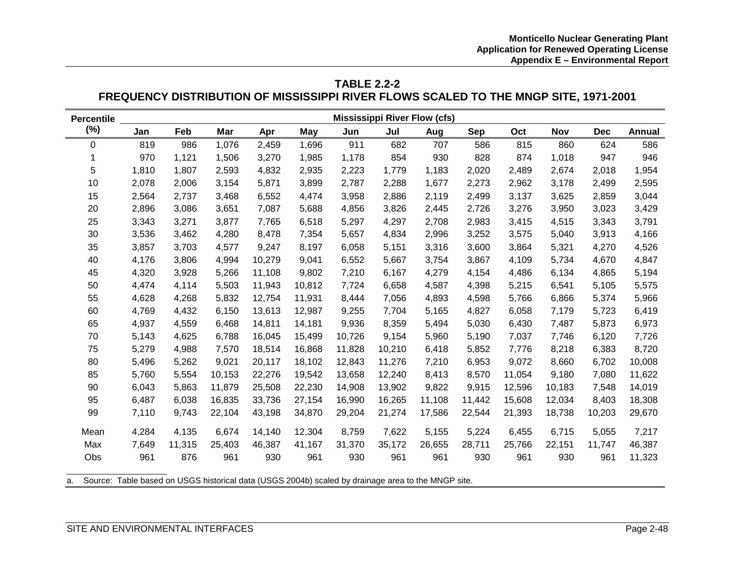**TABLE 2.2-2**
**FREQUENCY DISTRIBUTION OF MISSISSIPPI RIVER FLOWS SCALED TO THE MNGP SITE, 1971-2001**

| Percentile (%) | Mississippi River Flow (cfs) | | | | | | | | | | | | |
|---|---|---|---|---|---|---|---|---|---|---|---|---|---|
| | Jan | Feb | Mar | Apr | May | Jun | Jul | Aug | Sep | Oct | Nov | Dec | Annual |
| 0 | 819 | 986 | 1,076 | 2,459 | 1,696 | 911 | 682 | 707 | 586 | 815 | 860 | 624 | 586 |
| 1 | 970 | 1,121 | 1,506 | 3,270 | 1,985 | 1,178 | 854 | 930 | 828 | 874 | 1,018 | 947 | 946 |
| 5 | 1,810 | 1,807 | 2,593 | 4,832 | 2,935 | 2,223 | 1,779 | 1,183 | 2,020 | 2,489 | 2,674 | 2,018 | 1,954 |
| 10 | 2,078 | 2,006 | 3,154 | 5,871 | 3,899 | 2,787 | 2,288 | 1,677 | 2,273 | 2,962 | 3,178 | 2,499 | 2,595 |
| 15 | 2,564 | 2,737 | 3,468 | 6,552 | 4,474 | 3,958 | 2,886 | 2,119 | 2,499 | 3,137 | 3,625 | 2,859 | 3,044 |
| 20 | 2,896 | 3,086 | 3,651 | 7,087 | 5,688 | 4,856 | 3,826 | 2,445 | 2,726 | 3,276 | 3,950 | 3,023 | 3,429 |
| 25 | 3,343 | 3,271 | 3,877 | 7,765 | 6,518 | 5,297 | 4,297 | 2,708 | 2,983 | 3,415 | 4,515 | 3,343 | 3,791 |
| 30 | 3,536 | 3,462 | 4,280 | 8,478 | 7,354 | 5,657 | 4,834 | 2,996 | 3,252 | 3,575 | 5,040 | 3,913 | 4,166 |
| 35 | 3,857 | 3,703 | 4,577 | 9,247 | 8,197 | 6,058 | 5,151 | 3,316 | 3,600 | 3,864 | 5,321 | 4,270 | 4,526 |
| 40 | 4,176 | 3,806 | 4,994 | 10,279 | 9,041 | 6,552 | 5,667 | 3,754 | 3,867 | 4,109 | 5,734 | 4,670 | 4,847 |
| 45 | 4,320 | 3,928 | 5,266 | 11,108 | 9,802 | 7,210 | 6,167 | 4,279 | 4,154 | 4,486 | 6,134 | 4,865 | 5,194 |
| 50 | 4,474 | 4,114 | 5,503 | 11,943 | 10,812 | 7,724 | 6,658 | 4,587 | 4,398 | 5,215 | 6,541 | 5,105 | 5,575 |
| 55 | 4,628 | 4,268 | 5,832 | 12,754 | 11,931 | 8,444 | 7,056 | 4,893 | 4,598 | 5,766 | 6,866 | 5,374 | 5,966 |
| 60 | 4,769 | 4,432 | 6,150 | 13,613 | 12,987 | 9,255 | 7,704 | 5,165 | 4,827 | 6,058 | 7,179 | 5,723 | 6,419 |
| 65 | 4,937 | 4,559 | 6,468 | 14,811 | 14,181 | 9,936 | 8,359 | 5,494 | 5,030 | 6,430 | 7,487 | 5,873 | 6,973 |
| 70 | 5,143 | 4,625 | 6,788 | 16,045 | 15,499 | 10,726 | 9,154 | 5,960 | 5,190 | 7,037 | 7,746 | 6,120 | 7,726 |
| 75 | 5,279 | 4,988 | 7,570 | 18,514 | 16,868 | 11,828 | 10,210 | 6,418 | 5,852 | 7,776 | 8,218 | 6,383 | 8,720 |
| 80 | 5,496 | 5,262 | 9,021 | 20,117 | 18,102 | 12,843 | 11,276 | 7,210 | 6,953 | 9,072 | 8,660 | 6,702 | 10,008 |
| 85 | 5,760 | 5,554 | 10,153 | 22,276 | 19,542 | 13,658 | 12,240 | 8,413 | 8,570 | 11,054 | 9,180 | 7,080 | 11,622 |
| 90 | 6,043 | 5,863 | 11,879 | 25,508 | 22,230 | 14,908 | 13,902 | 9,822 | 9,915 | 12,596 | 10,183 | 7,548 | 14,019 |
| 95 | 6,487 | 6,038 | 16,835 | 33,736 | 27,154 | 16,990 | 16,265 | 11,108 | 11,442 | 15,608 | 12,034 | 8,403 | 18,308 |
| 99 | 7,110 | 9,743 | 22,104 | 43,198 | 34,870 | 29,204 | 21,274 | 17,586 | 22,544 | 21,393 | 18,738 | 10,203 | 29,670 |
| Mean | 4,284 | 4,135 | 6,674 | 14,140 | 12,304 | 8,759 | 7,622 | 5,155 | 5,224 | 6,455 | 6,715 | 5,055 | 7,217 |
| Max | 7,649 | 11,315 | 25,403 | 46,387 | 41,167 | 31,370 | 35,172 | 26,655 | 28,711 | 25,766 | 22,151 | 11,747 | 46,387 |
| Obs | 961 | 876 | 961 | 930 | 961 | 930 | 961 | 961 | 930 | 961 | 930 | 961 | 11,323 |

a. Source: Table based on USGS historical data (USGS 2004b) scaled by drainage area to the MNGP site.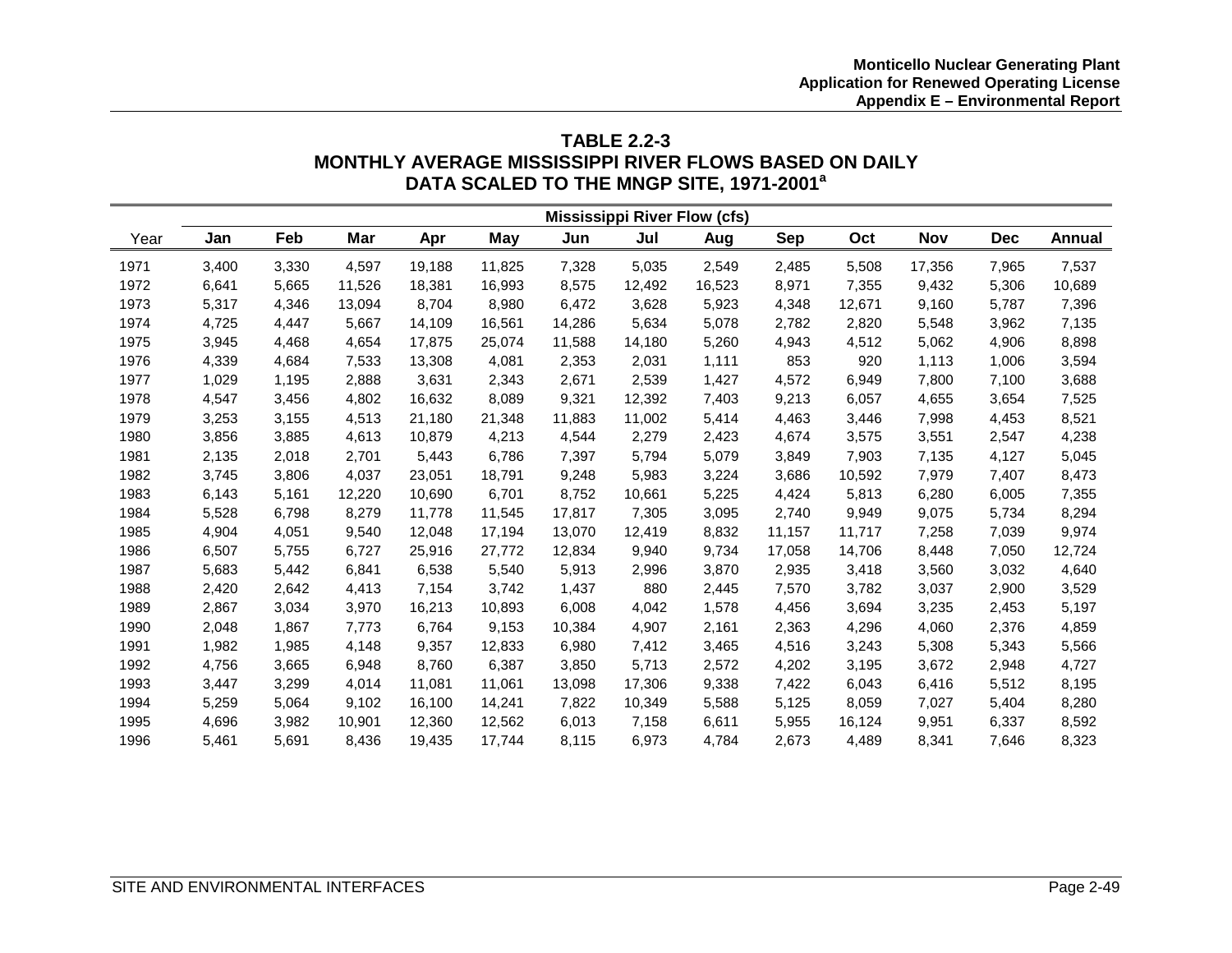**TABLE 2.2-3**
**MONTHLY AVERAGE MISSISSIPPI RIVER FLOWS BASED ON DAILY DATA SCALED TO THE MNGP SITE, 1971-2001[a]**

| | Mississippi River Flow (cfs) | | | | | | | | | | | | |
|---|---|---|---|---|---|---|---|---|---|---|---|---|---|
| Year | Jan | Feb | Mar | Apr | May | Jun | Jul | Aug | Sep | Oct | Nov | Dec | Annual |
| 1971 | 3,400 | 3,330 | 4,597 | 19,188 | 11,825 | 7,328 | 5,035 | 2,549 | 2,485 | 5,508 | 17,356 | 7,965 | 7,537 |
| 1972 | 6,641 | 5,665 | 11,526 | 18,381 | 16,993 | 8,575 | 12,492 | 16,523 | 8,971 | 7,355 | 9,432 | 5,306 | 10,689 |
| 1973 | 5,317 | 4,346 | 13,094 | 8,704 | 8,980 | 6,472 | 3,628 | 5,923 | 4,348 | 12,671 | 9,160 | 5,787 | 7,396 |
| 1974 | 4,725 | 4,447 | 5,667 | 14,109 | 16,561 | 14,286 | 5,634 | 5,078 | 2,782 | 2,820 | 5,548 | 3,962 | 7,135 |
| 1975 | 3,945 | 4,468 | 4,654 | 17,875 | 25,074 | 11,588 | 14,180 | 5,260 | 4,943 | 4,512 | 5,062 | 4,906 | 8,898 |
| 1976 | 4,339 | 4,684 | 7,533 | 13,308 | 4,081 | 2,353 | 2,031 | 1,111 | 853 | 920 | 1,113 | 1,006 | 3,594 |
| 1977 | 1,029 | 1,195 | 2,888 | 3,631 | 2,343 | 2,671 | 2,539 | 1,427 | 4,572 | 6,949 | 7,800 | 7,100 | 3,688 |
| 1978 | 4,547 | 3,456 | 4,802 | 16,632 | 8,089 | 9,321 | 12,392 | 7,403 | 9,213 | 6,057 | 4,655 | 3,654 | 7,525 |
| 1979 | 3,253 | 3,155 | 4,513 | 21,180 | 21,348 | 11,883 | 11,002 | 5,414 | 4,463 | 3,446 | 7,998 | 4,453 | 8,521 |
| 1980 | 3,856 | 3,885 | 4,613 | 10,879 | 4,213 | 4,544 | 2,279 | 2,423 | 4,674 | 3,575 | 3,551 | 2,547 | 4,238 |
| 1981 | 2,135 | 2,018 | 2,701 | 5,443 | 6,786 | 7,397 | 5,794 | 5,079 | 3,849 | 7,903 | 7,135 | 4,127 | 5,045 |
| 1982 | 3,745 | 3,806 | 4,037 | 23,051 | 18,791 | 9,248 | 5,983 | 3,224 | 3,686 | 10,592 | 7,979 | 7,407 | 8,473 |
| 1983 | 6,143 | 5,161 | 12,220 | 10,690 | 6,701 | 8,752 | 10,661 | 5,225 | 4,424 | 5,813 | 6,280 | 6,005 | 7,355 |
| 1984 | 5,528 | 6,798 | 8,279 | 11,778 | 11,545 | 17,817 | 7,305 | 3,095 | 2,740 | 9,949 | 9,075 | 5,734 | 8,294 |
| 1985 | 4,904 | 4,051 | 9,540 | 12,048 | 17,194 | 13,070 | 12,419 | 8,832 | 11,157 | 11,717 | 7,258 | 7,039 | 9,974 |
| 1986 | 6,507 | 5,755 | 6,727 | 25,916 | 27,772 | 12,834 | 9,940 | 9,734 | 17,058 | 14,706 | 8,448 | 7,050 | 12,724 |
| 1987 | 5,683 | 5,442 | 6,841 | 6,538 | 5,540 | 5,913 | 2,996 | 3,870 | 2,935 | 3,418 | 3,560 | 3,032 | 4,640 |
| 1988 | 2,420 | 2,642 | 4,413 | 7,154 | 3,742 | 1,437 | 880 | 2,445 | 7,570 | 3,782 | 3,037 | 2,900 | 3,529 |
| 1989 | 2,867 | 3,034 | 3,970 | 16,213 | 10,893 | 6,008 | 4,042 | 1,578 | 4,456 | 3,694 | 3,235 | 2,453 | 5,197 |
| 1990 | 2,048 | 1,867 | 7,773 | 6,764 | 9,153 | 10,384 | 4,907 | 2,161 | 2,363 | 4,296 | 4,060 | 2,376 | 4,859 |
| 1991 | 1,982 | 1,985 | 4,148 | 9,357 | 12,833 | 6,980 | 7,412 | 3,465 | 4,516 | 3,243 | 5,308 | 5,343 | 5,566 |
| 1992 | 4,756 | 3,665 | 6,948 | 8,760 | 6,387 | 3,850 | 5,713 | 2,572 | 4,202 | 3,195 | 3,672 | 2,948 | 4,727 |
| 1993 | 3,447 | 3,299 | 4,014 | 11,081 | 11,061 | 13,098 | 17,306 | 9,338 | 7,422 | 6,043 | 6,416 | 5,512 | 8,195 |
| 1994 | 5,259 | 5,064 | 9,102 | 16,100 | 14,241 | 7,822 | 10,349 | 5,588 | 5,125 | 8,059 | 7,027 | 5,404 | 8,280 |
| 1995 | 4,696 | 3,982 | 10,901 | 12,360 | 12,562 | 6,013 | 7,158 | 6,611 | 5,955 | 16,124 | 9,951 | 6,337 | 8,592 |
| 1996 | 5,461 | 5,691 | 8,436 | 19,435 | 17,744 | 8,115 | 6,973 | 4,784 | 2,673 | 4,489 | 8,341 | 7,646 | 8,323 |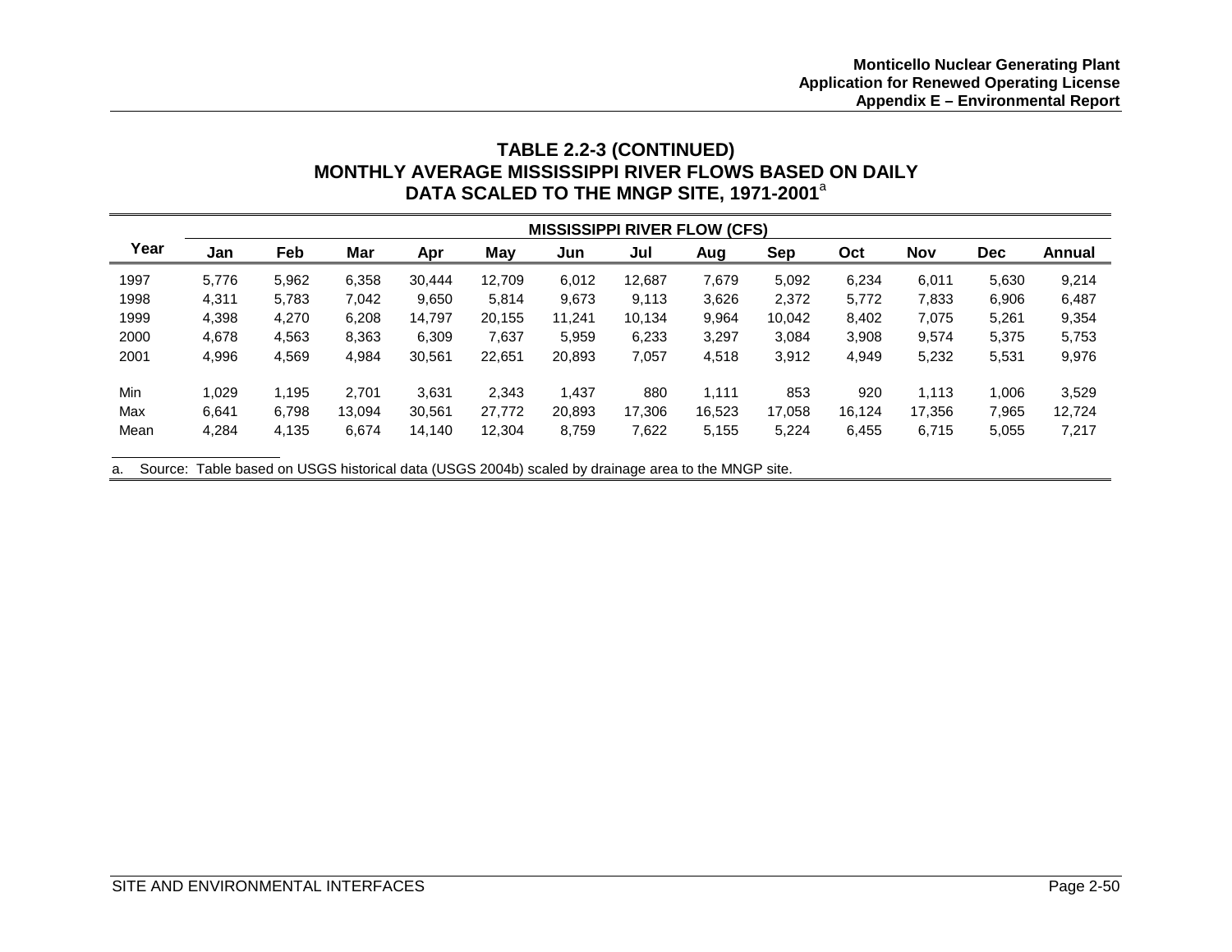## TABLE 2.2-3 (CONTINUED)
## MONTHLY AVERAGE MISSISSIPPI RIVER FLOWS BASED ON DAILY DATA SCALED TO THE MNGP SITE, 1971-2001[a]

| Year | MISSISSIPPI RIVER FLOW (CFS) | | | | | | | | | | | | |
|---|---|---|---|---|---|---|---|---|---|---|---|---|---|
| | Jan | Feb | Mar | Apr | May | Jun | Jul | Aug | Sep | Oct | Nov | Dec | Annual |
| 1997 | 5,776 | 5,962 | 6,358 | 30,444 | 12,709 | 6,012 | 12,687 | 7,679 | 5,092 | 6,234 | 6,011 | 5,630 | 9,214 |
| 1998 | 4,311 | 5,783 | 7,042 | 9,650 | 5,814 | 9,673 | 9,113 | 3,626 | 2,372 | 5,772 | 7,833 | 6,906 | 6,487 |
| 1999 | 4,398 | 4,270 | 6,208 | 14,797 | 20,155 | 11,241 | 10,134 | 9,964 | 10,042 | 8,402 | 7,075 | 5,261 | 9,354 |
| 2000 | 4,678 | 4,563 | 8,363 | 6,309 | 7,637 | 5,959 | 6,233 | 3,297 | 3,084 | 3,908 | 9,574 | 5,375 | 5,753 |
| 2001 | 4,996 | 4,569 | 4,984 | 30,561 | 22,651 | 20,893 | 7,057 | 4,518 | 3,912 | 4,949 | 5,232 | 5,531 | 9,976 |
| Min | 1,029 | 1,195 | 2,701 | 3,631 | 2,343 | 1,437 | 880 | 1,111 | 853 | 920 | 1,113 | 1,006 | 3,529 |
| Max | 6,641 | 6,798 | 13,094 | 30,561 | 27,772 | 20,893 | 17,306 | 16,523 | 17,058 | 16,124 | 17,356 | 7,965 | 12,724 |
| Mean | 4,284 | 4,135 | 6,674 | 14,140 | 12,304 | 8,759 | 7,622 | 5,155 | 5,224 | 6,455 | 6,715 | 5,055 | 7,217 |

a. Source: Table based on USGS historical data (USGS 2004b) scaled by drainage area to the MNGP site.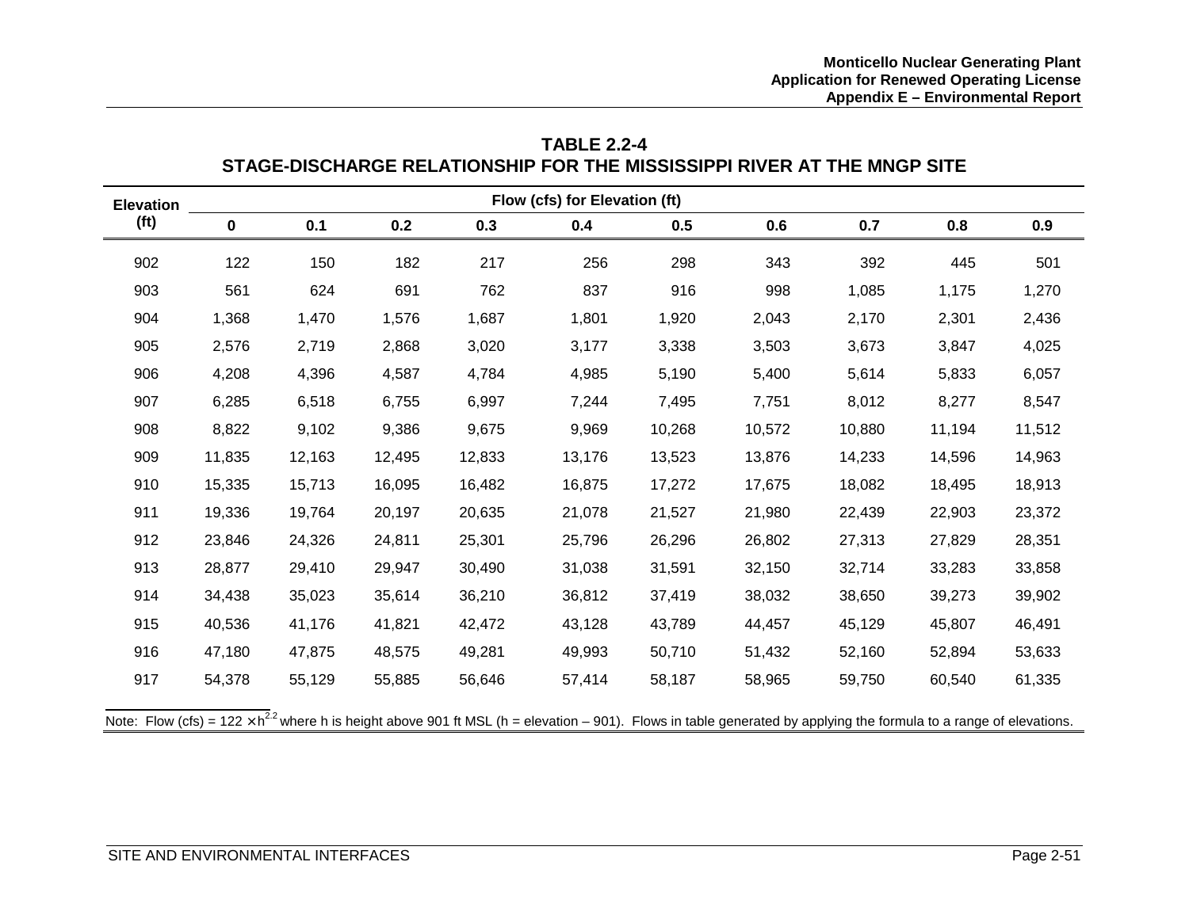**TABLE 2.2-4**
**STAGE-DISCHARGE RELATIONSHIP FOR THE MISSISSIPPI RIVER AT THE MNGP SITE**

| Elevation (ft) | Flow (cfs) for Elevation (ft) | | | | | | | | | |
|---|---|---|---|---|---|---|---|---|---|---|
| | 0 | 0.1 | 0.2 | 0.3 | 0.4 | 0.5 | 0.6 | 0.7 | 0.8 | 0.9 |
| 902 | 122 | 150 | 182 | 217 | 256 | 298 | 343 | 392 | 445 | 501 |
| 903 | 561 | 624 | 691 | 762 | 837 | 916 | 998 | 1,085 | 1,175 | 1,270 |
| 904 | 1,368 | 1,470 | 1,576 | 1,687 | 1,801 | 1,920 | 2,043 | 2,170 | 2,301 | 2,436 |
| 905 | 2,576 | 2,719 | 2,868 | 3,020 | 3,177 | 3,338 | 3,503 | 3,673 | 3,847 | 4,025 |
| 906 | 4,208 | 4,396 | 4,587 | 4,784 | 4,985 | 5,190 | 5,400 | 5,614 | 5,833 | 6,057 |
| 907 | 6,285 | 6,518 | 6,755 | 6,997 | 7,244 | 7,495 | 7,751 | 8,012 | 8,277 | 8,547 |
| 908 | 8,822 | 9,102 | 9,386 | 9,675 | 9,969 | 10,268 | 10,572 | 10,880 | 11,194 | 11,512 |
| 909 | 11,835 | 12,163 | 12,495 | 12,833 | 13,176 | 13,523 | 13,876 | 14,233 | 14,596 | 14,963 |
| 910 | 15,335 | 15,713 | 16,095 | 16,482 | 16,875 | 17,272 | 17,675 | 18,082 | 18,495 | 18,913 |
| 911 | 19,336 | 19,764 | 20,197 | 20,635 | 21,078 | 21,527 | 21,980 | 22,439 | 22,903 | 23,372 |
| 912 | 23,846 | 24,326 | 24,811 | 25,301 | 25,796 | 26,296 | 26,802 | 27,313 | 27,829 | 28,351 |
| 913 | 28,877 | 29,410 | 29,947 | 30,490 | 31,038 | 31,591 | 32,150 | 32,714 | 33,283 | 33,858 |
| 914 | 34,438 | 35,023 | 35,614 | 36,210 | 36,812 | 37,419 | 38,032 | 38,650 | 39,273 | 39,902 |
| 915 | 40,536 | 41,176 | 41,821 | 42,472 | 43,128 | 43,789 | 44,457 | 45,129 | 45,807 | 46,491 |
| 916 | 47,180 | 47,875 | 48,575 | 49,281 | 49,993 | 50,710 | 51,432 | 52,160 | 52,894 | 53,633 |
| 917 | 54,378 | 55,129 | 55,885 | 56,646 | 57,414 | 58,187 | 58,965 | 59,750 | 60,540 | 61,335 |

Note: Flow (cfs) = $122 \times h^{2.2}$ where h is height above 901 ft MSL (h = elevation – 901). Flows in table generated by applying the formula to a range of elevations.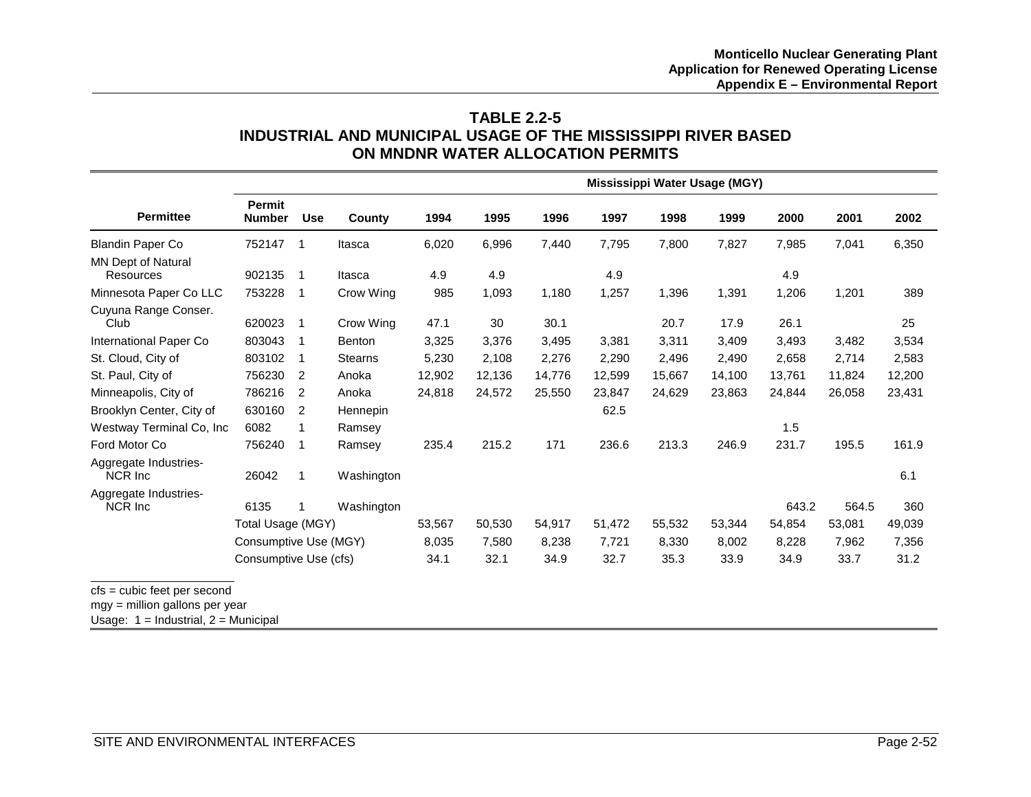## TABLE 2.2-5
## INDUSTRIAL AND MUNICIPAL USAGE OF THE MISSISSIPPI RIVER BASED ON MNDNR WATER ALLOCATION PERMITS

| | | | | Mississippi Water Usage (MGY) | | | | | | | | |
|---|---|---|---|---|---|---|---|---|---|---|---|---|
| **Permittee** | **Permit Number** | **Use** | **County** | **1994** | **1995** | **1996** | **1997** | **1998** | **1999** | **2000** | **2001** | **2002** |
| Blandin Paper Co | 752147 | 1 | Itasca | 6,020 | 6,996 | 7,440 | 7,795 | 7,800 | 7,827 | 7,985 | 7,041 | 6,350 |
| MN Dept of Natural Resources | 902135 | 1 | Itasca | 4.9 | 4.9 | | 4.9 | | | 4.9 | | |
| Minnesota Paper Co LLC | 753228 | 1 | Crow Wing | 985 | 1,093 | 1,180 | 1,257 | 1,396 | 1,391 | 1,206 | 1,201 | 389 |
| Cuyuna Range Conser. Club | 620023 | 1 | Crow Wing | 47.1 | 30 | 30.1 | | 20.7 | 17.9 | 26.1 | | 25 |
| International Paper Co | 803043 | 1 | Benton | 3,325 | 3,376 | 3,495 | 3,381 | 3,311 | 3,409 | 3,493 | 3,482 | 3,534 |
| St. Cloud, City of | 803102 | 1 | Stearns | 5,230 | 2,108 | 2,276 | 2,290 | 2,496 | 2,490 | 2,658 | 2,714 | 2,583 |
| St. Paul, City of | 756230 | 2 | Anoka | 12,902 | 12,136 | 14,776 | 12,599 | 15,667 | 14,100 | 13,761 | 11,824 | 12,200 |
| Minneapolis, City of | 786216 | 2 | Anoka | 24,818 | 24,572 | 25,550 | 23,847 | 24,629 | 23,863 | 24,844 | 26,058 | 23,431 |
| Brooklyn Center, City of | 630160 | 2 | Hennepin | | | | 62.5 | | | | | |
| Westway Terminal Co, Inc | 6082 | 1 | Ramsey | | | | | | | 1.5 | | |
| Ford Motor Co | 756240 | 1 | Ramsey | 235.4 | 215.2 | 171 | 236.6 | 213.3 | 246.9 | 231.7 | 195.5 | 161.9 |
| Aggregate Industries-NCR Inc | 26042 | 1 | Washington | | | | | | | | | 6.1 |
| Aggregate Industries-NCR Inc | 6135 | 1 | Washington | | | | | | | 643.2 | 564.5 | 360 |
| | Total Usage (MGY) | | | 53,567 | 50,530 | 54,917 | 51,472 | 55,532 | 53,344 | 54,854 | 53,081 | 49,039 |
| | Consumptive Use (MGY) | | | 8,035 | 7,580 | 8,238 | 7,721 | 8,330 | 8,002 | 8,228 | 7,962 | 7,356 |
| | Consumptive Use (cfs) | | | 34.1 | 32.1 | 34.9 | 32.7 | 35.3 | 33.9 | 34.9 | 33.7 | 31.2 |

cfs = cubic feet per second
mgy = million gallons per year
Usage: 1 = Industrial, 2 = Municipal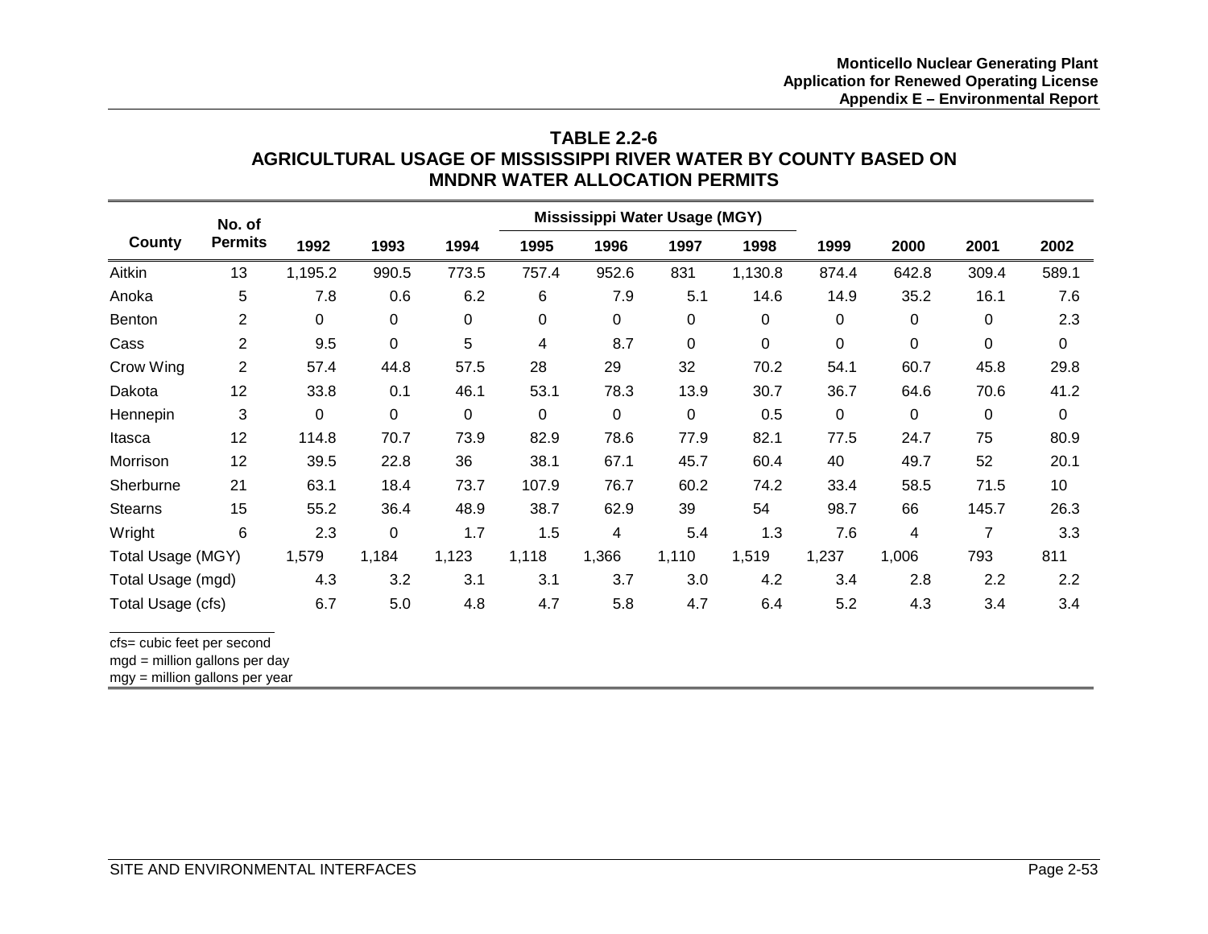## TABLE 2.2-6
## AGRICULTURAL USAGE OF MISSISSIPPI RIVER WATER BY COUNTY BASED ON MNDNR WATER ALLOCATION PERMITS

| County | No. of Permits | 1992 | 1993 | 1994 | Mississippi Water Usage (MGY) 1995 | 1996 | 1997 | 1998 | 1999 | 2000 | 2001 | 2002 |
|---|---|---|---|---|---|---|---|---|---|---|---|---|
| Aitkin | 13 | 1,195.2 | 990.5 | 773.5 | 757.4 | 952.6 | 831 | 1,130.8 | 874.4 | 642.8 | 309.4 | 589.1 |
| Anoka | 5 | 7.8 | 0.6 | 6.2 | 6 | 7.9 | 5.1 | 14.6 | 14.9 | 35.2 | 16.1 | 7.6 |
| Benton | 2 | 0 | 0 | 0 | 0 | 0 | 0 | 0 | 0 | 0 | 0 | 2.3 |
| Cass | 2 | 9.5 | 0 | 5 | 4 | 8.7 | 0 | 0 | 0 | 0 | 0 | 0 |
| Crow Wing | 2 | 57.4 | 44.8 | 57.5 | 28 | 29 | 32 | 70.2 | 54.1 | 60.7 | 45.8 | 29.8 |
| Dakota | 12 | 33.8 | 0.1 | 46.1 | 53.1 | 78.3 | 13.9 | 30.7 | 36.7 | 64.6 | 70.6 | 41.2 |
| Hennepin | 3 | 0 | 0 | 0 | 0 | 0 | 0 | 0.5 | 0 | 0 | 0 | 0 |
| Itasca | 12 | 114.8 | 70.7 | 73.9 | 82.9 | 78.6 | 77.9 | 82.1 | 77.5 | 24.7 | 75 | 80.9 |
| Morrison | 12 | 39.5 | 22.8 | 36 | 38.1 | 67.1 | 45.7 | 60.4 | 40 | 49.7 | 52 | 20.1 |
| Sherburne | 21 | 63.1 | 18.4 | 73.7 | 107.9 | 76.7 | 60.2 | 74.2 | 33.4 | 58.5 | 71.5 | 10 |
| Stearns | 15 | 55.2 | 36.4 | 48.9 | 38.7 | 62.9 | 39 | 54 | 98.7 | 66 | 145.7 | 26.3 |
| Wright | 6 | 2.3 | 0 | 1.7 | 1.5 | 4 | 5.4 | 1.3 | 7.6 | 4 | 7 | 3.3 |
| Total Usage (MGY) | | 1,579 | 1,184 | 1,123 | 1,118 | 1,366 | 1,110 | 1,519 | 1,237 | 1,006 | 793 | 811 |
| Total Usage (mgd) | | 4.3 | 3.2 | 3.1 | 3.1 | 3.7 | 3.0 | 4.2 | 3.4 | 2.8 | 2.2 | 2.2 |
| Total Usage (cfs) | | 6.7 | 5.0 | 4.8 | 4.7 | 5.8 | 4.7 | 6.4 | 5.2 | 4.3 | 3.4 | 3.4 |

cfs= cubic feet per second
mgd = million gallons per day
mgy = million gallons per year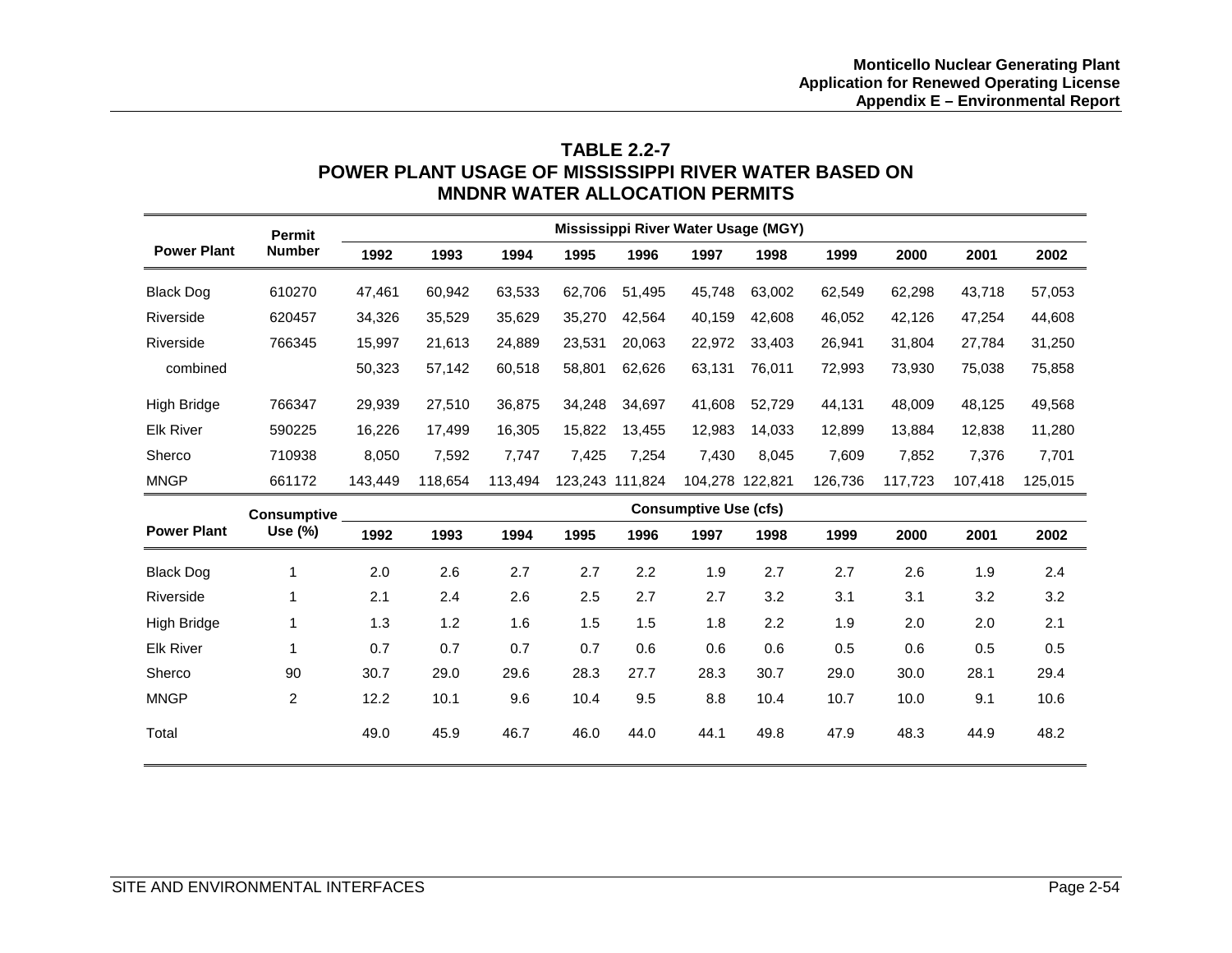**TABLE 2.2-7**
**POWER PLANT USAGE OF MISSISSIPPI RIVER WATER BASED ON MNDNR WATER ALLOCATION PERMITS**

| Power Plant | Permit Number | Mississippi River Water Usage (MGY) | | | | | | | | | | |
|---|---|---|---|---|---|---|---|---|---|---|---|---|
| | | 1992 | 1993 | 1994 | 1995 | 1996 | 1997 | 1998 | 1999 | 2000 | 2001 | 2002 |
| Black Dog | 610270 | 47,461 | 60,942 | 63,533 | 62,706 | 51,495 | 45,748 | 63,002 | 62,549 | 62,298 | 43,718 | 57,053 |
| Riverside | 620457 | 34,326 | 35,529 | 35,629 | 35,270 | 42,564 | 40,159 | 42,608 | 46,052 | 42,126 | 47,254 | 44,608 |
| Riverside | 766345 | 15,997 | 21,613 | 24,889 | 23,531 | 20,063 | 22,972 | 33,403 | 26,941 | 31,804 | 27,784 | 31,250 |
| combined | | 50,323 | 57,142 | 60,518 | 58,801 | 62,626 | 63,131 | 76,011 | 72,993 | 73,930 | 75,038 | 75,858 |
| High Bridge | 766347 | 29,939 | 27,510 | 36,875 | 34,248 | 34,697 | 41,608 | 52,729 | 44,131 | 48,009 | 48,125 | 49,568 |
| Elk River | 590225 | 16,226 | 17,499 | 16,305 | 15,822 | 13,455 | 12,983 | 14,033 | 12,899 | 13,884 | 12,838 | 11,280 |
| Sherco | 710938 | 8,050 | 7,592 | 7,747 | 7,425 | 7,254 | 7,430 | 8,045 | 7,609 | 7,852 | 7,376 | 7,701 |
| MNGP | 661172 | 143,449 | 118,654 | 113,494 | 123,243 | 111,824 | 104,278 | 122,821 | 126,736 | 117,723 | 107,418 | 125,015 |

| Power Plant | Consumptive Use (%) | Consumptive Use (cfs) | | | | | | | | | | |
|---|---|---|---|---|---|---|---|---|---|---|---|---|
| | | 1992 | 1993 | 1994 | 1995 | 1996 | 1997 | 1998 | 1999 | 2000 | 2001 | 2002 |
| Black Dog | 1 | 2.0 | 2.6 | 2.7 | 2.7 | 2.2 | 1.9 | 2.7 | 2.7 | 2.6 | 1.9 | 2.4 |
| Riverside | 1 | 2.1 | 2.4 | 2.6 | 2.5 | 2.7 | 2.7 | 3.2 | 3.1 | 3.1 | 3.2 | 3.2 |
| High Bridge | 1 | 1.3 | 1.2 | 1.6 | 1.5 | 1.5 | 1.8 | 2.2 | 1.9 | 2.0 | 2.0 | 2.1 |
| Elk River | 1 | 0.7 | 0.7 | 0.7 | 0.7 | 0.6 | 0.6 | 0.6 | 0.5 | 0.6 | 0.5 | 0.5 |
| Sherco | 90 | 30.7 | 29.0 | 29.6 | 28.3 | 27.7 | 28.3 | 30.7 | 29.0 | 30.0 | 28.1 | 29.4 |
| MNGP | 2 | 12.2 | 10.1 | 9.6 | 10.4 | 9.5 | 8.8 | 10.4 | 10.7 | 10.0 | 9.1 | 10.6 |
| Total | | 49.0 | 45.9 | 46.7 | 46.0 | 44.0 | 44.1 | 49.8 | 47.9 | 48.3 | 44.9 | 48.2 |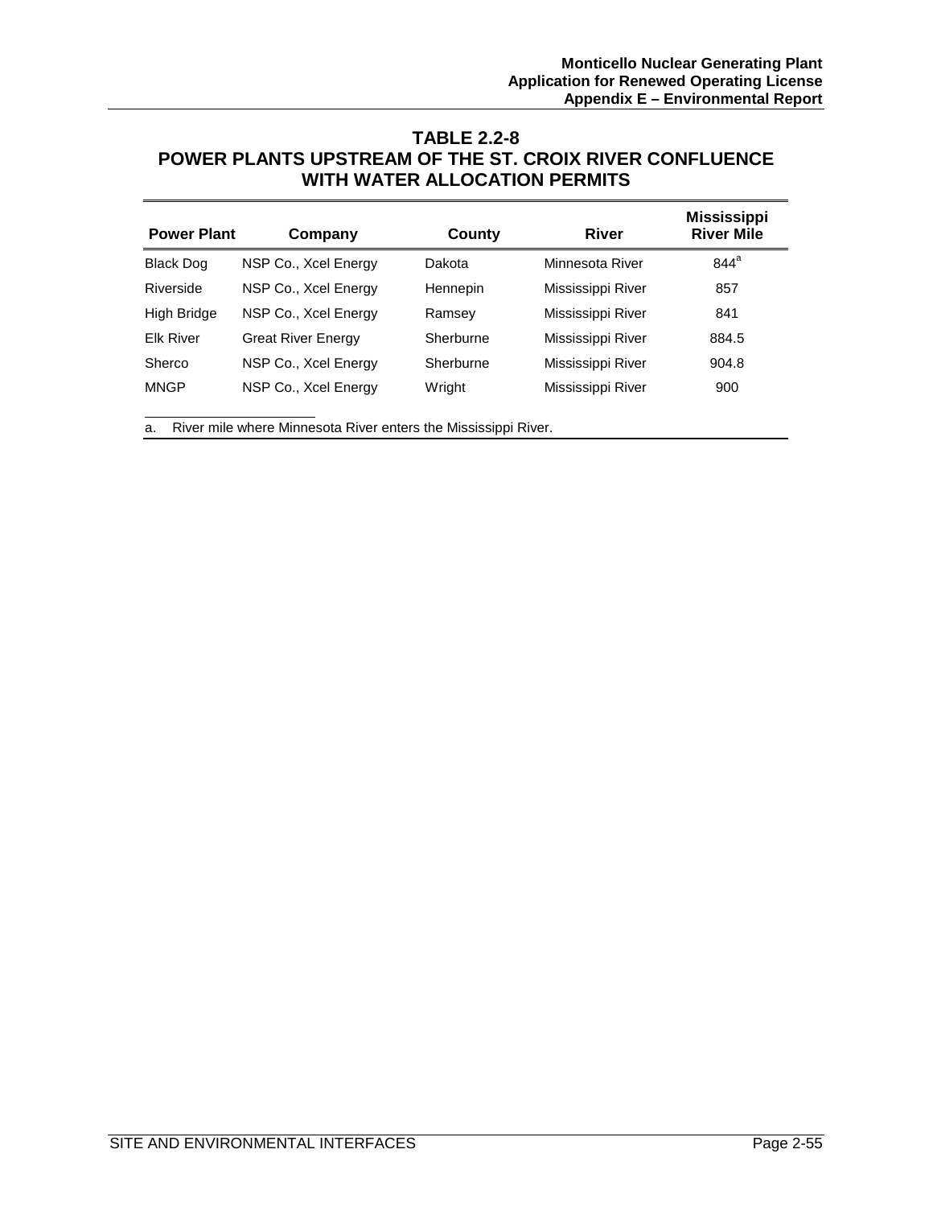**TABLE 2.2-8**
**POWER PLANTS UPSTREAM OF THE ST. CROIX RIVER CONFLUENCE WITH WATER ALLOCATION PERMITS**

| Power Plant | Company | County | River | Mississippi River Mile |
|---|---|---|---|---|
| Black Dog | NSP Co., Xcel Energy | Dakota | Minnesota River | 844[a] |
| Riverside | NSP Co., Xcel Energy | Hennepin | Mississippi River | 857 |
| High Bridge | NSP Co., Xcel Energy | Ramsey | Mississippi River | 841 |
| Elk River | Great River Energy | Sherburne | Mississippi River | 884.5 |
| Sherco | NSP Co., Xcel Energy | Sherburne | Mississippi River | 904.8 |
| MNGP | NSP Co., Xcel Energy | Wright | Mississippi River | 900 |

a. River mile where Minnesota River enters the Mississippi River.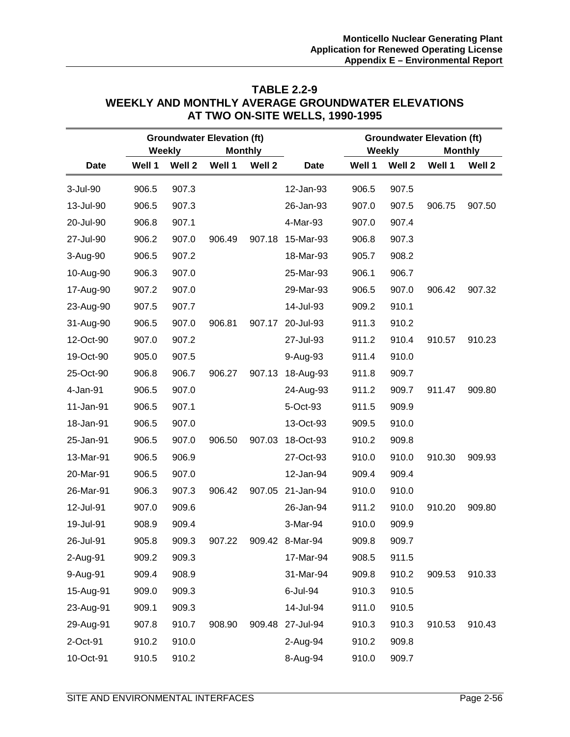## TABLE 2.2-9
## WEEKLY AND MONTHLY AVERAGE GROUNDWATER ELEVATIONS AT TWO ON-SITE WELLS, 1990-1995

| | Groundwater Elevation (ft) | | | | | Groundwater Elevation (ft) | | | |
|---|---|---|---|---|---|---|---|---|---|
| | Weekly | | Monthly | | | Weekly | | Monthly | |
| Date | Well 1 | Well 2 | Well 1 | Well 2 | Date | Well 1 | Well 2 | Well 1 | Well 2 |
| 3-Jul-90 | 906.5 | 907.3 | | | 12-Jan-93 | 906.5 | 907.5 | | |
| 13-Jul-90 | 906.5 | 907.3 | | | 26-Jan-93 | 907.0 | 907.5 | 906.75 | 907.50 |
| 20-Jul-90 | 906.8 | 907.1 | | | 4-Mar-93 | 907.0 | 907.4 | | |
| 27-Jul-90 | 906.2 | 907.0 | 906.49 | 907.18 | 15-Mar-93 | 906.8 | 907.3 | | |
| 3-Aug-90 | 906.5 | 907.2 | | | 18-Mar-93 | 905.7 | 908.2 | | |
| 10-Aug-90 | 906.3 | 907.0 | | | 25-Mar-93 | 906.1 | 906.7 | | |
| 17-Aug-90 | 907.2 | 907.0 | | | 29-Mar-93 | 906.5 | 907.0 | 906.42 | 907.32 |
| 23-Aug-90 | 907.5 | 907.7 | | | 14-Jul-93 | 909.2 | 910.1 | | |
| 31-Aug-90 | 906.5 | 907.0 | 906.81 | 907.17 | 20-Jul-93 | 911.3 | 910.2 | | |
| 12-Oct-90 | 907.0 | 907.2 | | | 27-Jul-93 | 911.2 | 910.4 | 910.57 | 910.23 |
| 19-Oct-90 | 905.0 | 907.5 | | | 9-Aug-93 | 911.4 | 910.0 | | |
| 25-Oct-90 | 906.8 | 906.7 | 906.27 | 907.13 | 18-Aug-93 | 911.8 | 909.7 | | |
| 4-Jan-91 | 906.5 | 907.0 | | | 24-Aug-93 | 911.2 | 909.7 | 911.47 | 909.80 |
| 11-Jan-91 | 906.5 | 907.1 | | | 5-Oct-93 | 911.5 | 909.9 | | |
| 18-Jan-91 | 906.5 | 907.0 | | | 13-Oct-93 | 909.5 | 910.0 | | |
| 25-Jan-91 | 906.5 | 907.0 | 906.50 | 907.03 | 18-Oct-93 | 910.2 | 909.8 | | |
| 13-Mar-91 | 906.5 | 906.9 | | | 27-Oct-93 | 910.0 | 910.0 | 910.30 | 909.93 |
| 20-Mar-91 | 906.5 | 907.0 | | | 12-Jan-94 | 909.4 | 909.4 | | |
| 26-Mar-91 | 906.3 | 907.3 | 906.42 | 907.05 | 21-Jan-94 | 910.0 | 910.0 | | |
| 12-Jul-91 | 907.0 | 909.6 | | | 26-Jan-94 | 911.2 | 910.0 | 910.20 | 909.80 |
| 19-Jul-91 | 908.9 | 909.4 | | | 3-Mar-94 | 910.0 | 909.9 | | |
| 26-Jul-91 | 905.8 | 909.3 | 907.22 | 909.42 | 8-Mar-94 | 909.8 | 909.7 | | |
| 2-Aug-91 | 909.2 | 909.3 | | | 17-Mar-94 | 908.5 | 911.5 | | |
| 9-Aug-91 | 909.4 | 908.9 | | | 31-Mar-94 | 909.8 | 910.2 | 909.53 | 910.33 |
| 15-Aug-91 | 909.0 | 909.3 | | | 6-Jul-94 | 910.3 | 910.5 | | |
| 23-Aug-91 | 909.1 | 909.3 | | | 14-Jul-94 | 911.0 | 910.5 | | |
| 29-Aug-91 | 907.8 | 910.7 | 908.90 | 909.48 | 27-Jul-94 | 910.3 | 910.3 | 910.53 | 910.43 |
| 2-Oct-91 | 910.2 | 910.0 | | | 2-Aug-94 | 910.2 | 909.8 | | |
| 10-Oct-91 | 910.5 | 910.2 | | | 8-Aug-94 | 910.0 | 909.7 | | |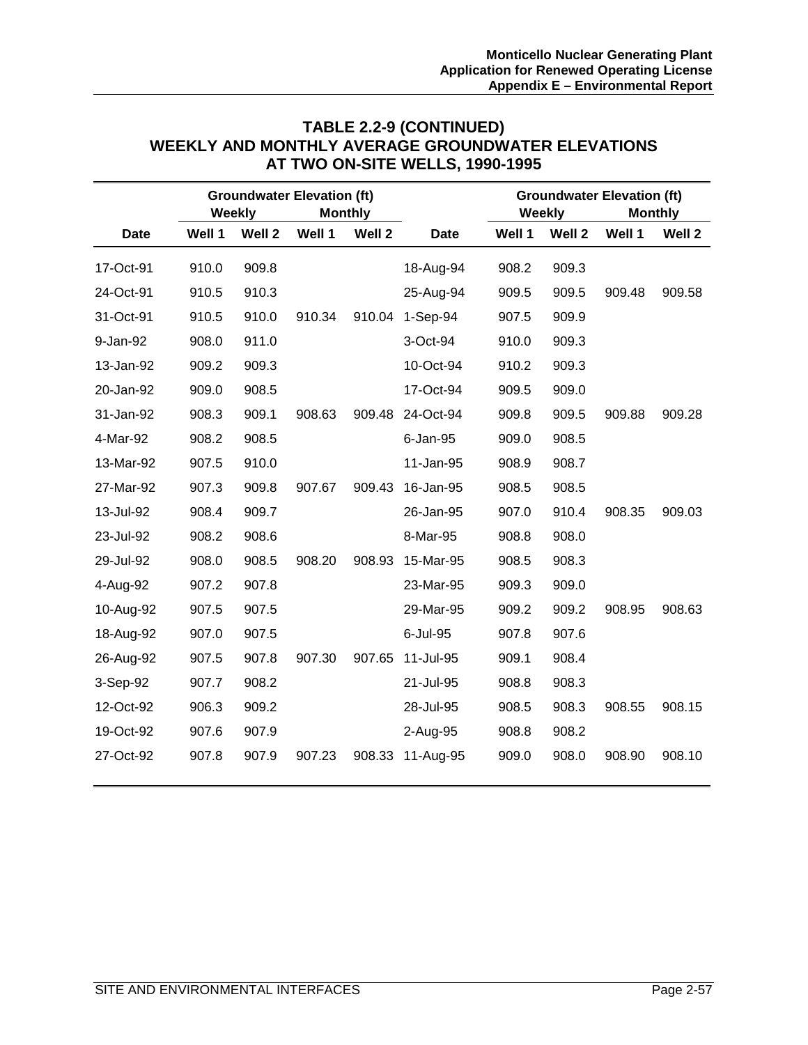## TABLE 2.2-9 (CONTINUED)
## WEEKLY AND MONTHLY AVERAGE GROUNDWATER ELEVATIONS AT TWO ON-SITE WELLS, 1990-1995

| | Groundwater Elevation (ft) | | | | | Groundwater Elevation (ft) | | | |
|---|---|---|---|---|---|---|---|---|---|
| | Weekly | | Monthly | | | Weekly | | Monthly | |
| Date | Well 1 | Well 2 | Well 1 | Well 2 | Date | Well 1 | Well 2 | Well 1 | Well 2 |
| 17-Oct-91 | 910.0 | 909.8 | | | 18-Aug-94 | 908.2 | 909.3 | | |
| 24-Oct-91 | 910.5 | 910.3 | | | 25-Aug-94 | 909.5 | 909.5 | 909.48 | 909.58 |
| 31-Oct-91 | 910.5 | 910.0 | 910.34 | 910.04 | 1-Sep-94 | 907.5 | 909.9 | | |
| 9-Jan-92 | 908.0 | 911.0 | | | 3-Oct-94 | 910.0 | 909.3 | | |
| 13-Jan-92 | 909.2 | 909.3 | | | 10-Oct-94 | 910.2 | 909.3 | | |
| 20-Jan-92 | 909.0 | 908.5 | | | 17-Oct-94 | 909.5 | 909.0 | | |
| 31-Jan-92 | 908.3 | 909.1 | 908.63 | 909.48 | 24-Oct-94 | 909.8 | 909.5 | 909.88 | 909.28 |
| 4-Mar-92 | 908.2 | 908.5 | | | 6-Jan-95 | 909.0 | 908.5 | | |
| 13-Mar-92 | 907.5 | 910.0 | | | 11-Jan-95 | 908.9 | 908.7 | | |
| 27-Mar-92 | 907.3 | 909.8 | 907.67 | 909.43 | 16-Jan-95 | 908.5 | 908.5 | | |
| 13-Jul-92 | 908.4 | 909.7 | | | 26-Jan-95 | 907.0 | 910.4 | 908.35 | 909.03 |
| 23-Jul-92 | 908.2 | 908.6 | | | 8-Mar-95 | 908.8 | 908.0 | | |
| 29-Jul-92 | 908.0 | 908.5 | 908.20 | 908.93 | 15-Mar-95 | 908.5 | 908.3 | | |
| 4-Aug-92 | 907.2 | 907.8 | | | 23-Mar-95 | 909.3 | 909.0 | | |
| 10-Aug-92 | 907.5 | 907.5 | | | 29-Mar-95 | 909.2 | 909.2 | 908.95 | 908.63 |
| 18-Aug-92 | 907.0 | 907.5 | | | 6-Jul-95 | 907.8 | 907.6 | | |
| 26-Aug-92 | 907.5 | 907.8 | 907.30 | 907.65 | 11-Jul-95 | 909.1 | 908.4 | | |
| 3-Sep-92 | 907.7 | 908.2 | | | 21-Jul-95 | 908.8 | 908.3 | | |
| 12-Oct-92 | 906.3 | 909.2 | | | 28-Jul-95 | 908.5 | 908.3 | 908.55 | 908.15 |
| 19-Oct-92 | 907.6 | 907.9 | | | 2-Aug-95 | 908.8 | 908.2 | | |
| 27-Oct-92 | 907.8 | 907.9 | 907.23 | 908.33 | 11-Aug-95 | 909.0 | 908.0 | 908.90 | 908.10 |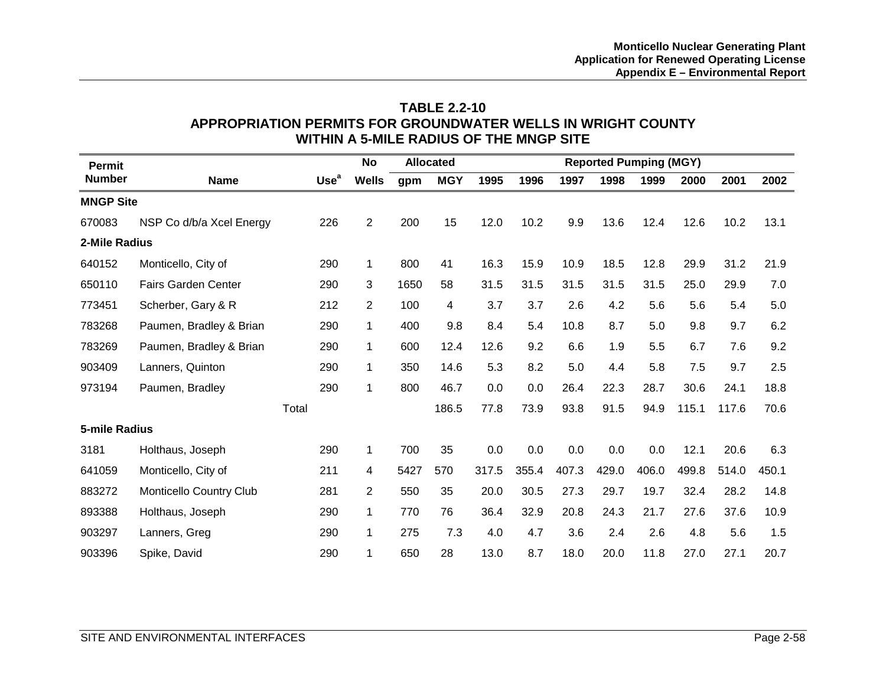**TABLE 2.2-10**
**APPROPRIATION PERMITS FOR GROUNDWATER WELLS IN WRIGHT COUNTY WITHIN A 5-MILE RADIUS OF THE MNGP SITE**

| Permit Number | Name | Use[a] | No Wells | Allocated | | Reported Pumping (MGY) | | | | | | | |
|---|---|---|---|---|---|---|---|---|---|---|---|---|---|
| | | | | gpm | MGY | 1995 | 1996 | 1997 | 1998 | 1999 | 2000 | 2001 | 2002 |
| **MNGP Site** | | | | | | | | | | | | | |
| 670083 | NSP Co d/b/a Xcel Energy | 226 | 2 | 200 | 15 | 12.0 | 10.2 | 9.9 | 13.6 | 12.4 | 12.6 | 10.2 | 13.1 |
| **2-Mile Radius** | | | | | | | | | | | | | |
| 640152 | Monticello, City of | 290 | 1 | 800 | 41 | 16.3 | 15.9 | 10.9 | 18.5 | 12.8 | 29.9 | 31.2 | 21.9 |
| 650110 | Fairs Garden Center | 290 | 3 | 1650 | 58 | 31.5 | 31.5 | 31.5 | 31.5 | 31.5 | 25.0 | 29.9 | 7.0 |
| 773451 | Scherber, Gary & R | 212 | 2 | 100 | 4 | 3.7 | 3.7 | 2.6 | 4.2 | 5.6 | 5.6 | 5.4 | 5.0 |
| 783268 | Paumen, Bradley & Brian | 290 | 1 | 400 | 9.8 | 8.4 | 5.4 | 10.8 | 8.7 | 5.0 | 9.8 | 9.7 | 6.2 |
| 783269 | Paumen, Bradley & Brian | 290 | 1 | 600 | 12.4 | 12.6 | 9.2 | 6.6 | 1.9 | 5.5 | 6.7 | 7.6 | 9.2 |
| 903409 | Lanners, Quinton | 290 | 1 | 350 | 14.6 | 5.3 | 8.2 | 5.0 | 4.4 | 5.8 | 7.5 | 9.7 | 2.5 |
| 973194 | Paumen, Bradley | 290 | 1 | 800 | 46.7 | 0.0 | 0.0 | 26.4 | 22.3 | 28.7 | 30.6 | 24.1 | 18.8 |
| | Total | | | | 186.5 | 77.8 | 73.9 | 93.8 | 91.5 | 94.9 | 115.1 | 117.6 | 70.6 |
| **5-mile Radius** | | | | | | | | | | | | | |
| 3181 | Holthaus, Joseph | 290 | 1 | 700 | 35 | 0.0 | 0.0 | 0.0 | 0.0 | 0.0 | 12.1 | 20.6 | 6.3 |
| 641059 | Monticello, City of | 211 | 4 | 5427 | 570 | 317.5 | 355.4 | 407.3 | 429.0 | 406.0 | 499.8 | 514.0 | 450.1 |
| 883272 | Monticello Country Club | 281 | 2 | 550 | 35 | 20.0 | 30.5 | 27.3 | 29.7 | 19.7 | 32.4 | 28.2 | 14.8 |
| 893388 | Holthaus, Joseph | 290 | 1 | 770 | 76 | 36.4 | 32.9 | 20.8 | 24.3 | 21.7 | 27.6 | 37.6 | 10.9 |
| 903297 | Lanners, Greg | 290 | 1 | 275 | 7.3 | 4.0 | 4.7 | 3.6 | 2.4 | 2.6 | 4.8 | 5.6 | 1.5 |
| 903396 | Spike, David | 290 | 1 | 650 | 28 | 13.0 | 8.7 | 18.0 | 20.0 | 11.8 | 27.0 | 27.1 | 20.7 |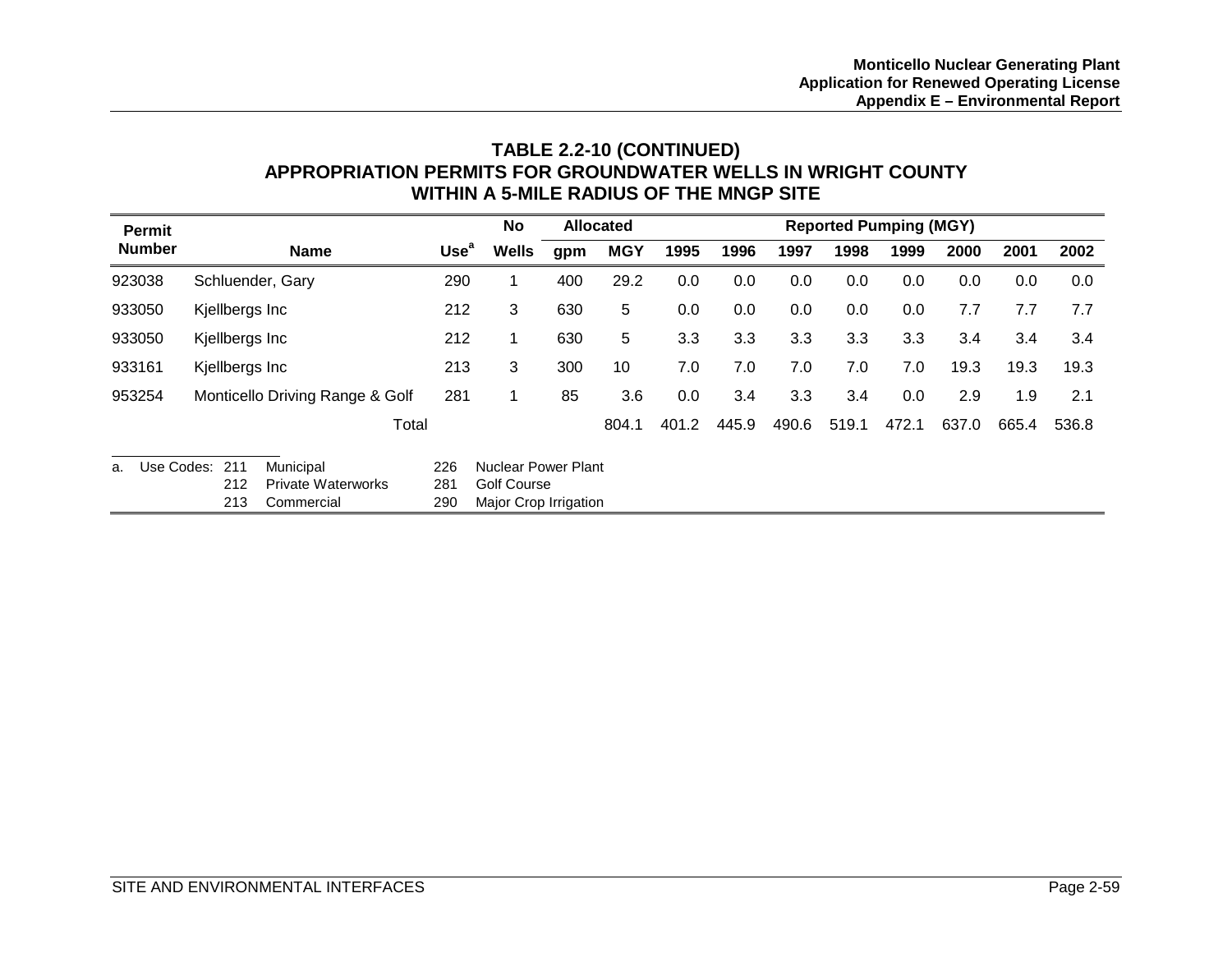## TABLE 2.2-10 (CONTINUED)
## APPROPRIATION PERMITS FOR GROUNDWATER WELLS IN WRIGHT COUNTY WITHIN A 5-MILE RADIUS OF THE MNGP SITE

| Permit Number | Name | Use[a] | No Wells | Allocated | | Reported Pumping (MGY) | | | | | | | |
|---|---|---|---|---|---|---|---|---|---|---|---|---|---|
| | | | | gpm | MGY | 1995 | 1996 | 1997 | 1998 | 1999 | 2000 | 2001 | 2002 |
| 923038 | Schluender, Gary | 290 | 1 | 400 | 29.2 | 0.0 | 0.0 | 0.0 | 0.0 | 0.0 | 0.0 | 0.0 | 0.0 |
| 933050 | Kjellbergs Inc | 212 | 3 | 630 | 5 | 0.0 | 0.0 | 0.0 | 0.0 | 0.0 | 7.7 | 7.7 | 7.7 |
| 933050 | Kjellbergs Inc | 212 | 1 | 630 | 5 | 3.3 | 3.3 | 3.3 | 3.3 | 3.3 | 3.4 | 3.4 | 3.4 |
| 933161 | Kjellbergs Inc | 213 | 3 | 300 | 10 | 7.0 | 7.0 | 7.0 | 7.0 | 7.0 | 19.3 | 19.3 | 19.3 |
| 953254 | Monticello Driving Range & Golf | 281 | 1 | 85 | 3.6 | 0.0 | 3.4 | 3.3 | 3.4 | 0.0 | 2.9 | 1.9 | 2.1 |
| | Total | | | | 804.1 | 401.2 | 445.9 | 490.6 | 519.1 | 472.1 | 637.0 | 665.4 | 536.8 |

a. Use Codes:
- 211 Municipal
- 212 Private Waterworks
- 213 Commercial
- 226 Nuclear Power Plant
- 281 Golf Course
- 290 Major Crop Irrigation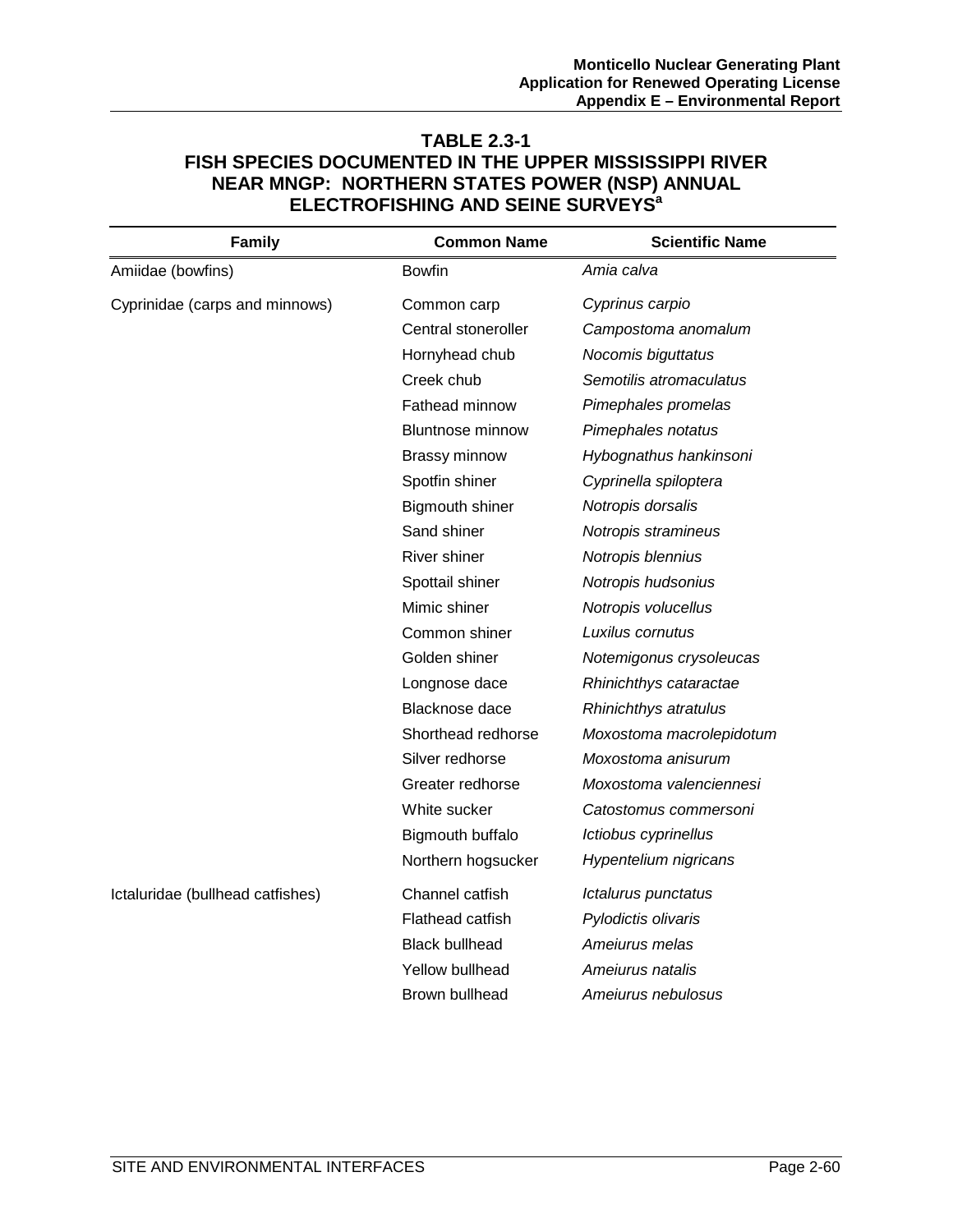**TABLE 2.3-1**
**FISH SPECIES DOCUMENTED IN THE UPPER MISSISSIPPI RIVER NEAR MNGP: NORTHERN STATES POWER (NSP) ANNUAL ELECTROFISHING AND SEINE SURVEYS[a]**

| Family | Common Name | Scientific Name |
|---|---|---|
| Amiidae (bowfins) | Bowfin | *Amia calva* |
| Cyprinidae (carps and minnows) | Common carp | *Cyprinus carpio* |
| | Central stoneroller | *Campostoma anomalum* |
| | Hornyhead chub | *Nocomis biguttatus* |
| | Creek chub | *Semotilis atromaculatus* |
| | Fathead minnow | *Pimephales promelas* |
| | Bluntnose minnow | *Pimephales notatus* |
| | Brassy minnow | *Hybognathus hankinsoni* |
| | Spotfin shiner | *Cyprinella spiloptera* |
| | Bigmouth shiner | *Notropis dorsalis* |
| | Sand shiner | *Notropis stramineus* |
| | River shiner | *Notropis blennius* |
| | Spottail shiner | *Notropis hudsonius* |
| | Mimic shiner | *Notropis volucellus* |
| | Common shiner | *Luxilus cornutus* |
| | Golden shiner | *Notemigonus crysoleucas* |
| | Longnose dace | *Rhinichthys cataractae* |
| | Blacknose dace | *Rhinichthys atratulus* |
| | Shorthead redhorse | *Moxostoma macrolepidotum* |
| | Silver redhorse | *Moxostoma anisurum* |
| | Greater redhorse | *Moxostoma valenciennesi* |
| | White sucker | *Catostomus commersoni* |
| | Bigmouth buffalo | *Ictiobus cyprinellus* |
| | Northern hogsucker | *Hypentelium nigricans* |
| Ictaluridae (bullhead catfishes) | Channel catfish | *Ictalurus punctatus* |
| | Flathead catfish | *Pylodictis olivaris* |
| | Black bullhead | *Ameiurus melas* |
| | Yellow bullhead | *Ameiurus natalis* |
| | Brown bullhead | *Ameiurus nebulosus* |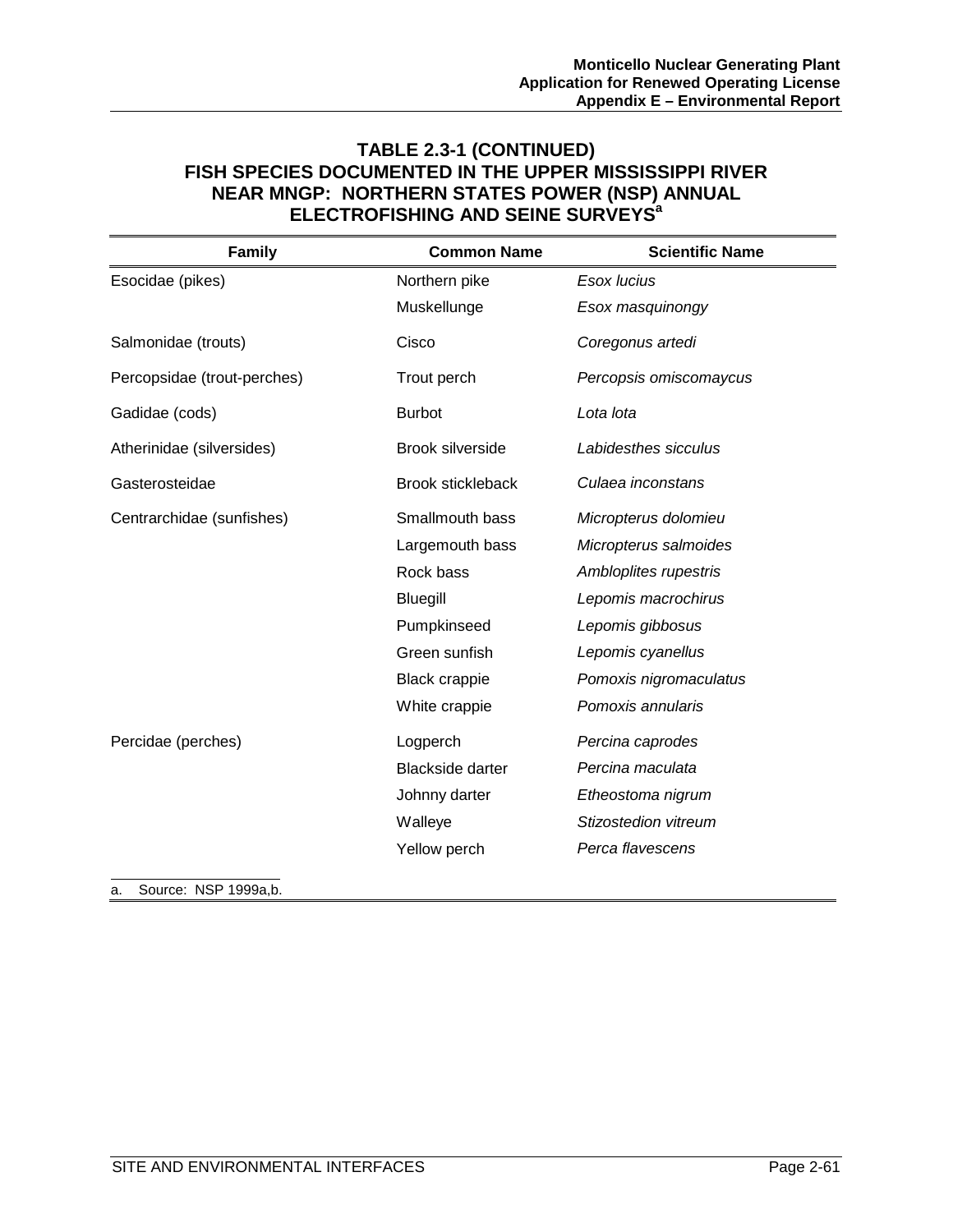## TABLE 2.3-1 (CONTINUED) FISH SPECIES DOCUMENTED IN THE UPPER MISSISSIPPI RIVER NEAR MNGP: NORTHERN STATES POWER (NSP) ANNUAL ELECTROFISHING AND SEINE SURVEYS[a]

| Family | Common Name | Scientific Name |
|---|---|---|
| Esocidae (pikes) | Northern pike | *Esox lucius* |
| | Muskellunge | *Esox masquinongy* |
| Salmonidae (trouts) | Cisco | *Coregonus artedi* |
| Percopsidae (trout-perches) | Trout perch | *Percopsis omiscomaycus* |
| Gadidae (cods) | Burbot | *Lota lota* |
| Atherinidae (silversides) | Brook silverside | *Labidesthes sicculus* |
| Gasterosteidae | Brook stickleback | *Culaea inconstans* |
| Centrarchidae (sunfishes) | Smallmouth bass | *Micropterus dolomieu* |
| | Largemouth bass | *Micropterus salmoides* |
| | Rock bass | *Ambloplites rupestris* |
| | Bluegill | *Lepomis macrochirus* |
| | Pumpkinseed | *Lepomis gibbosus* |
| | Green sunfish | *Lepomis cyanellus* |
| | Black crappie | *Pomoxis nigromaculatus* |
| | White crappie | *Pomoxis annularis* |
| Percidae (perches) | Logperch | *Percina caprodes* |
| | Blackside darter | *Percina maculata* |
| | Johnny darter | *Etheostoma nigrum* |
| | Walleye | *Stizostedion vitreum* |
| | Yellow perch | *Perca flavescens* |

a. Source: NSP 1999a,b.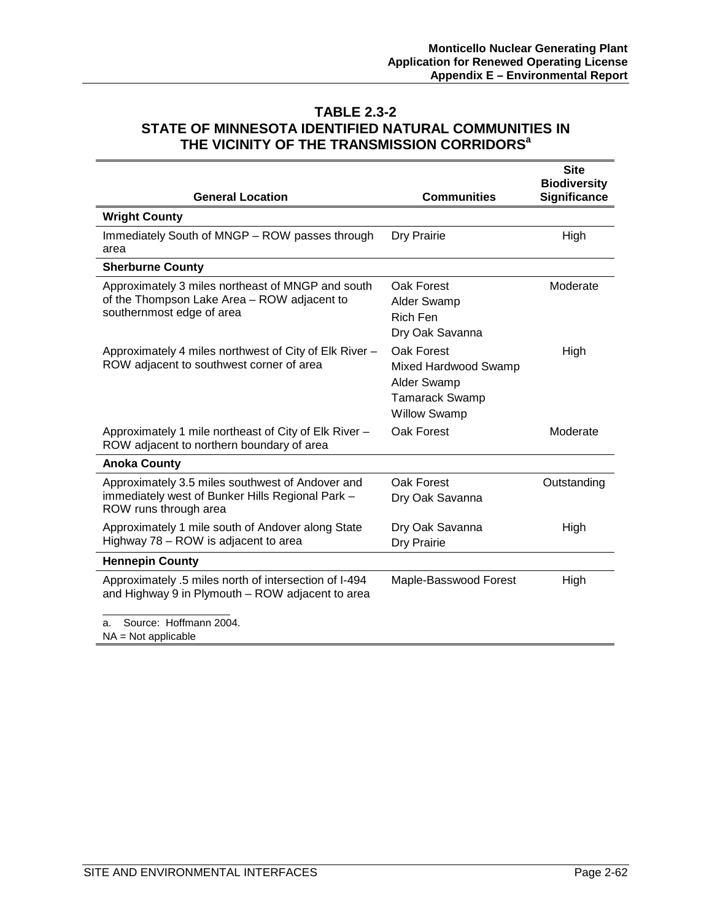**TABLE 2.3-2**
**STATE OF MINNESOTA IDENTIFIED NATURAL COMMUNITIES IN THE VICINITY OF THE TRANSMISSION CORRIDORS[a]**

| General Location | Communities | Site Biodiversity Significance |
|---|---|---|
| **Wright County** | | |
| Immediately South of MNGP – ROW passes through area | Dry Prairie | High |
| **Sherburne County** | | |
| Approximately 3 miles northeast of MNGP and south of the Thompson Lake Area – ROW adjacent to southernmost edge of area | Oak Forest<br>Alder Swamp<br>Rich Fen<br>Dry Oak Savanna | Moderate |
| Approximately 4 miles northwest of City of Elk River – ROW adjacent to southwest corner of area | Oak Forest<br>Mixed Hardwood Swamp<br>Alder Swamp<br>Tamarack Swamp<br>Willow Swamp | High |
| Approximately 1 mile northeast of City of Elk River – ROW adjacent to northern boundary of area | Oak Forest | Moderate |
| **Anoka County** | | |
| Approximately 3.5 miles southwest of Andover and immediately west of Bunker Hills Regional Park – ROW runs through area | Oak Forest<br>Dry Oak Savanna | Outstanding |
| Approximately 1 mile south of Andover along State Highway 78 – ROW is adjacent to area | Dry Oak Savanna<br>Dry Prairie | High |
| **Hennepin County** | | |
| Approximately .5 miles north of intersection of I-494 and Highway 9 in Plymouth – ROW adjacent to area | Maple-Basswood Forest | High |

a. Source: Hoffmann 2004.
NA = Not applicable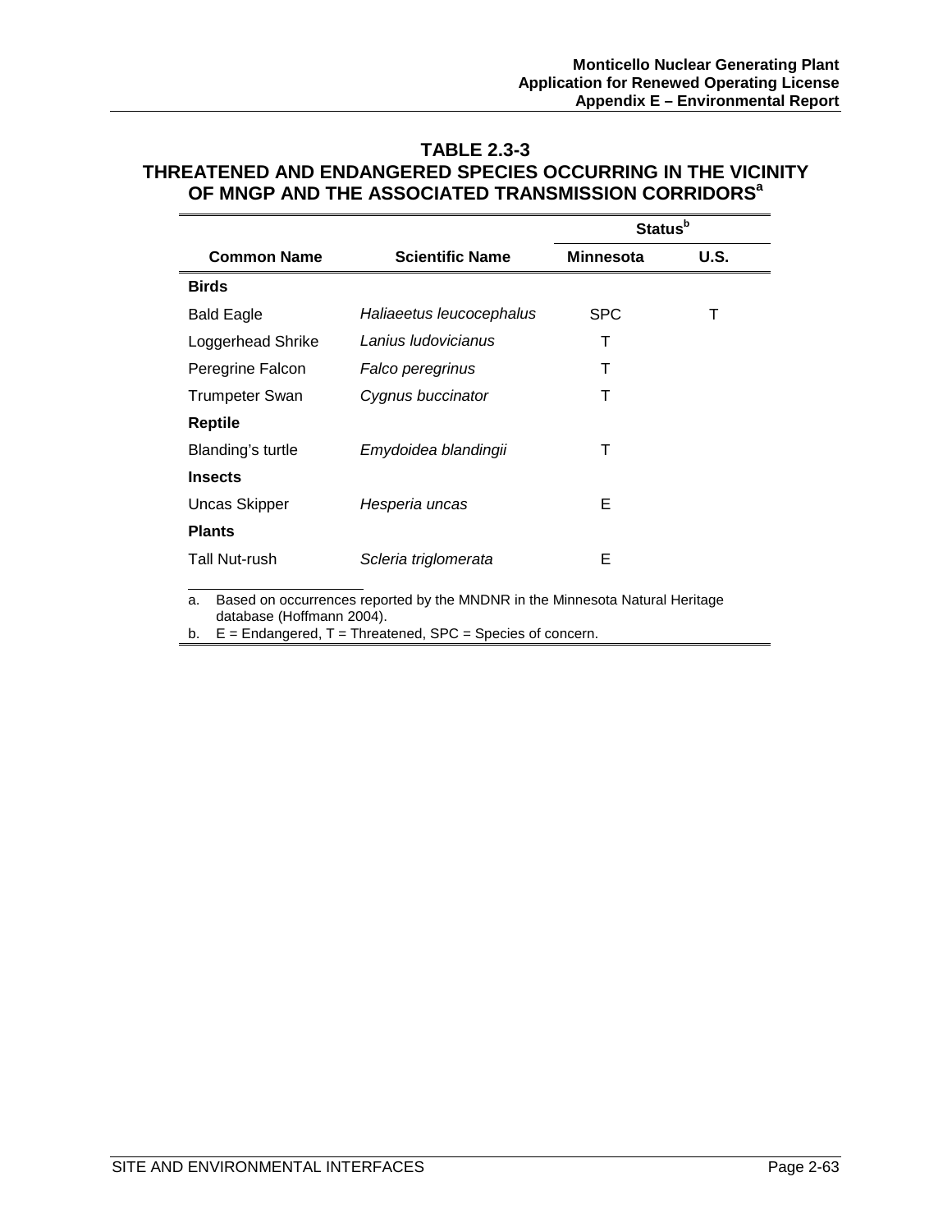## TABLE 2.3-3
## THREATENED AND ENDANGERED SPECIES OCCURRING IN THE VICINITY OF MNGP AND THE ASSOCIATED TRANSMISSION CORRIDORS[a]

| Common Name | Scientific Name | Status[b] | |
|---|---|---|---|
| | | Minnesota | U.S. |
| **Birds** | | | |
| Bald Eagle | *Haliaeetus leucocephalus* | SPC | T |
| Loggerhead Shrike | *Lanius ludovicianus* | T | |
| Peregrine Falcon | *Falco peregrinus* | T | |
| Trumpeter Swan | *Cygnus buccinator* | T | |
| **Reptile** | | | |
| Blanding's turtle | *Emydoidea blandingii* | T | |
| **Insects** | | | |
| Uncas Skipper | *Hesperia uncas* | E | |
| **Plants** | | | |
| Tall Nut-rush | *Scleria triglomerata* | E | |

a. Based on occurrences reported by the MNDNR in the Minnesota Natural Heritage database (Hoffmann 2004).

b. E = Endangered, T = Threatened, SPC = Species of concern.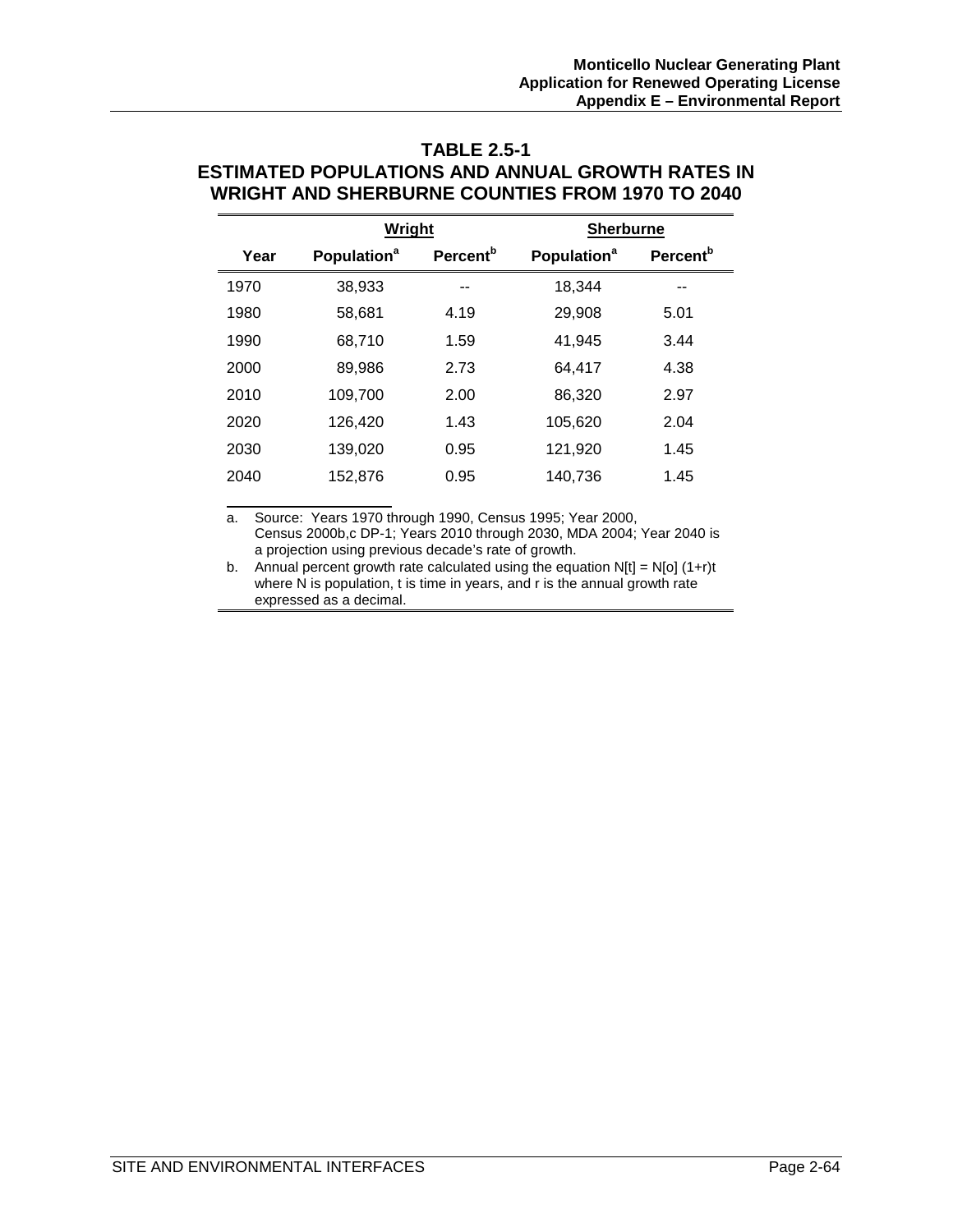## TABLE 2.5-1
## ESTIMATED POPULATIONS AND ANNUAL GROWTH RATES IN WRIGHT AND SHERBURNE COUNTIES FROM 1970 TO 2040

| | Wright | | Sherburne | |
|---|---|---|---|---|
| Year | Population[a] | Percent[b] | Population[a] | Percent[b] |
| 1970 | 38,933 | -- | 18,344 | -- |
| 1980 | 58,681 | 4.19 | 29,908 | 5.01 |
| 1990 | 68,710 | 1.59 | 41,945 | 3.44 |
| 2000 | 89,986 | 2.73 | 64,417 | 4.38 |
| 2010 | 109,700 | 2.00 | 86,320 | 2.97 |
| 2020 | 126,420 | 1.43 | 105,620 | 2.04 |
| 2030 | 139,020 | 0.95 | 121,920 | 1.45 |
| 2040 | 152,876 | 0.95 | 140,736 | 1.45 |

a. Source: Years 1970 through 1990, Census 1995; Year 2000, Census 2000b,c DP-1; Years 2010 through 2030, MDA 2004; Year 2040 is a projection using previous decade's rate of growth.

b. Annual percent growth rate calculated using the equation $N[t] = N[o] (1+r)t$ where N is population, t is time in years, and r is the annual growth rate expressed as a decimal.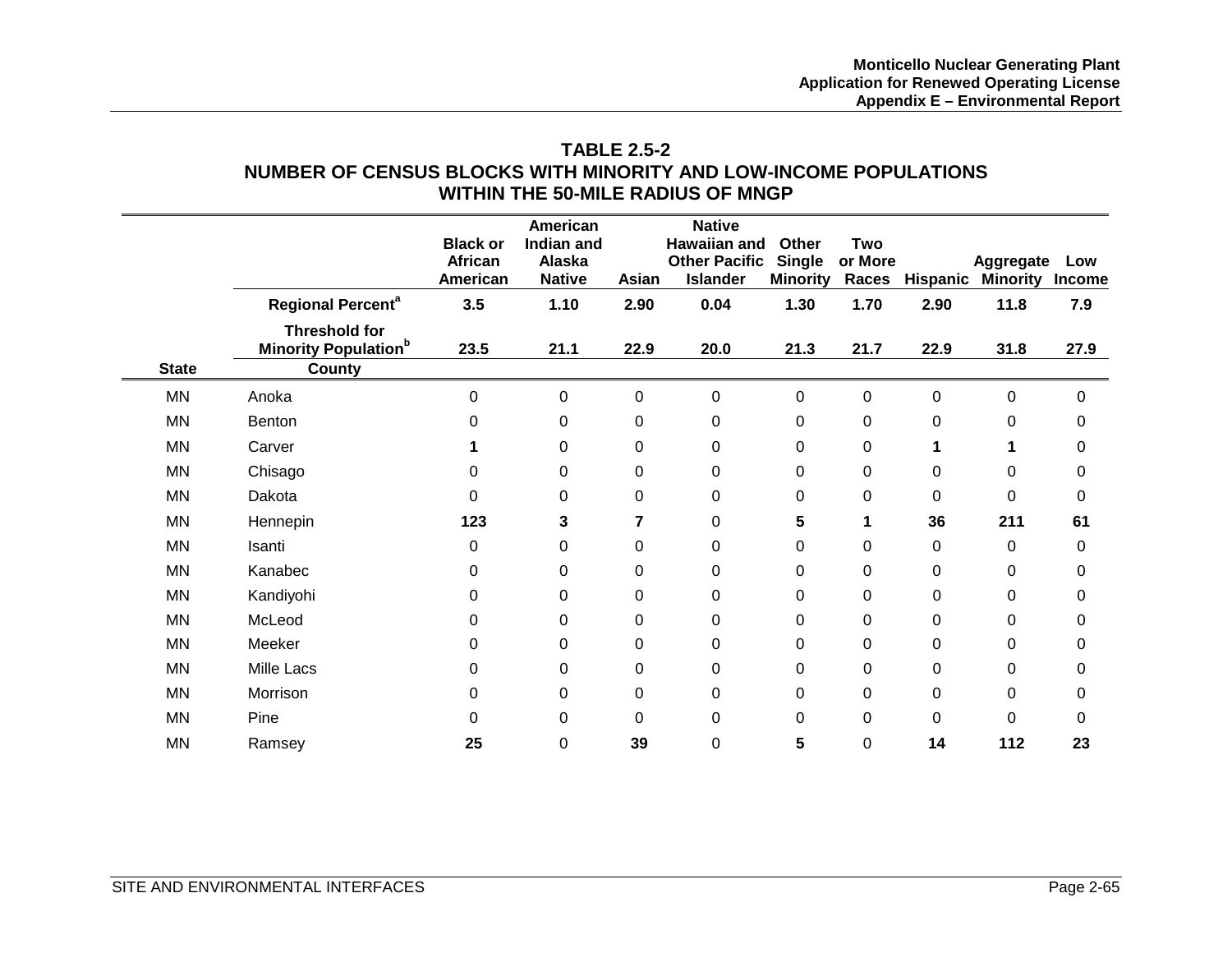**TABLE 2.5-2**
**NUMBER OF CENSUS BLOCKS WITH MINORITY AND LOW-INCOME POPULATIONS WITHIN THE 50-MILE RADIUS OF MNGP**

| State | County | Black or African American | American Indian and Alaska Native | Asian | Native Hawaiian and Other Pacific Islander | Other Single Minority | Two or More Races | Hispanic | Aggregate Minority | Low Income |
|---|---|---|---|---|---|---|---|---|---|---|
| | **Regional Percent[a]** | **3.5** | **1.10** | **2.90** | **0.04** | **1.30** | **1.70** | **2.90** | **11.8** | **7.9** |
| | **Threshold for Minority Population[b]** | **23.5** | **21.1** | **22.9** | **20.0** | **21.3** | **21.7** | **22.9** | **31.8** | **27.9** |
| MN | Anoka | 0 | 0 | 0 | 0 | 0 | 0 | 0 | 0 | 0 |
| MN | Benton | 0 | 0 | 0 | 0 | 0 | 0 | 0 | 0 | 0 |
| MN | Carver | **1** | 0 | 0 | 0 | 0 | 0 | **1** | **1** | 0 |
| MN | Chisago | 0 | 0 | 0 | 0 | 0 | 0 | 0 | 0 | 0 |
| MN | Dakota | 0 | 0 | 0 | 0 | 0 | 0 | 0 | 0 | 0 |
| MN | Hennepin | **123** | **3** | **7** | 0 | **5** | **1** | **36** | **211** | **61** |
| MN | Isanti | 0 | 0 | 0 | 0 | 0 | 0 | 0 | 0 | 0 |
| MN | Kanabec | 0 | 0 | 0 | 0 | 0 | 0 | 0 | 0 | 0 |
| MN | Kandiyohi | 0 | 0 | 0 | 0 | 0 | 0 | 0 | 0 | 0 |
| MN | McLeod | 0 | 0 | 0 | 0 | 0 | 0 | 0 | 0 | 0 |
| MN | Meeker | 0 | 0 | 0 | 0 | 0 | 0 | 0 | 0 | 0 |
| MN | Mille Lacs | 0 | 0 | 0 | 0 | 0 | 0 | 0 | 0 | 0 |
| MN | Morrison | 0 | 0 | 0 | 0 | 0 | 0 | 0 | 0 | 0 |
| MN | Pine | 0 | 0 | 0 | 0 | 0 | 0 | 0 | 0 | 0 |
| MN | Ramsey | **25** | 0 | **39** | 0 | **5** | 0 | **14** | **112** | **23** |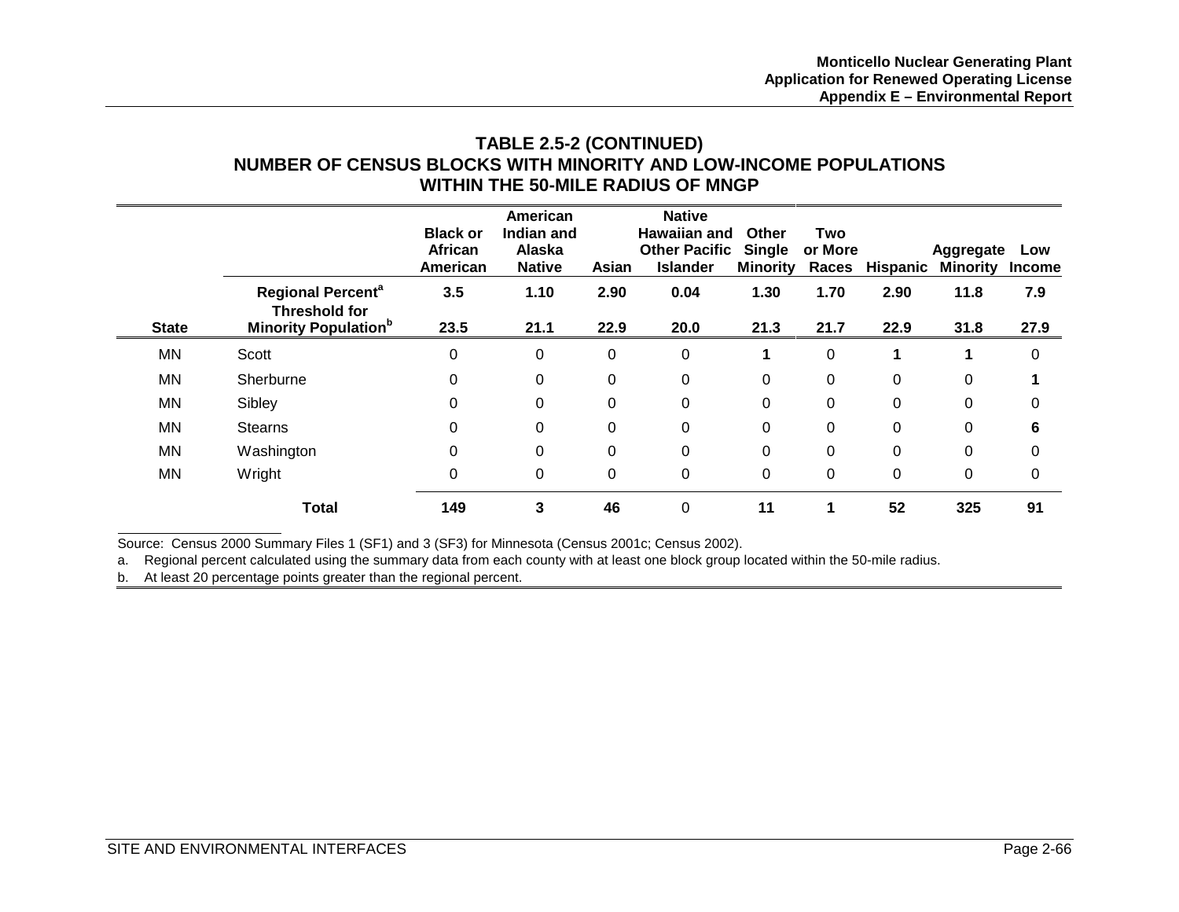## TABLE 2.5-2 (CONTINUED)
## NUMBER OF CENSUS BLOCKS WITH MINORITY AND LOW-INCOME POPULATIONS WITHIN THE 50-MILE RADIUS OF MNGP

| State | | Black or African American | American Indian and Alaska Native | Asian | Native Hawaiian and Other Pacific Islander | Other Single Minority | Two or More Races | Hispanic | Aggregate Minority | Low Income |
|---|---|---|---|---|---|---|---|---|---|---|
| | **Regional Percent[a]** | **3.5** | **1.10** | **2.90** | **0.04** | **1.30** | **1.70** | **2.90** | **11.8** | **7.9** |
| | **Threshold for Minority Population[b]** | **23.5** | **21.1** | **22.9** | **20.0** | **21.3** | **21.7** | **22.9** | **31.8** | **27.9** |
| MN | Scott | 0 | 0 | 0 | 0 | **1** | 0 | **1** | **1** | 0 |
| MN | Sherburne | 0 | 0 | 0 | 0 | 0 | 0 | 0 | 0 | **1** |
| MN | Sibley | 0 | 0 | 0 | 0 | 0 | 0 | 0 | 0 | 0 |
| MN | Stearns | 0 | 0 | 0 | 0 | 0 | 0 | 0 | 0 | **6** |
| MN | Washington | 0 | 0 | 0 | 0 | 0 | 0 | 0 | 0 | 0 |
| MN | Wright | 0 | 0 | 0 | 0 | 0 | 0 | 0 | 0 | 0 |
| | **Total** | **149** | **3** | **46** | 0 | **11** | **1** | **52** | **325** | **91** |

Source: Census 2000 Summary Files 1 (SF1) and 3 (SF3) for Minnesota (Census 2001c; Census 2002).

a. Regional percent calculated using the summary data from each county with at least one block group located within the 50-mile radius.

b. At least 20 percentage points greater than the regional percent.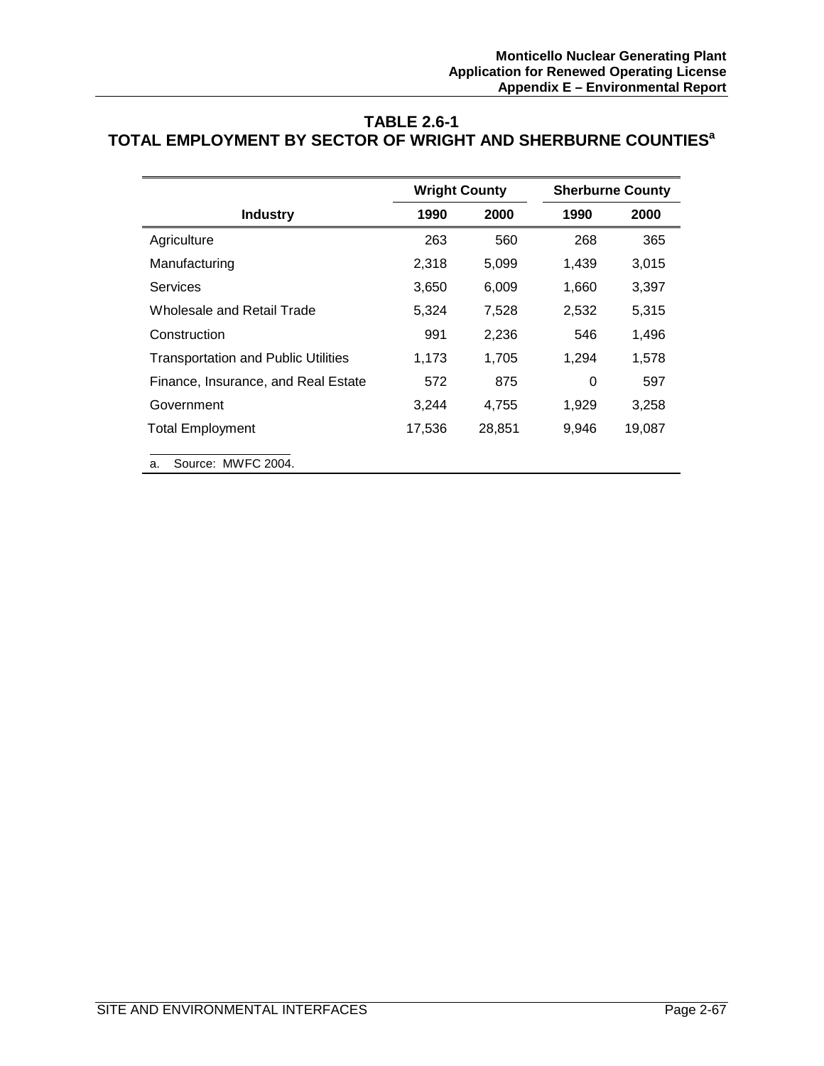# TABLE 2.6-1
# TOTAL EMPLOYMENT BY SECTOR OF WRIGHT AND SHERBURNE COUNTIES[a]

| Industry | Wright County | | Sherburne County | |
|---|---|---|---|---|
| | 1990 | 2000 | 1990 | 2000 |
| Agriculture | 263 | 560 | 268 | 365 |
| Manufacturing | 2,318 | 5,099 | 1,439 | 3,015 |
| Services | 3,650 | 6,009 | 1,660 | 3,397 |
| Wholesale and Retail Trade | 5,324 | 7,528 | 2,532 | 5,315 |
| Construction | 991 | 2,236 | 546 | 1,496 |
| Transportation and Public Utilities | 1,173 | 1,705 | 1,294 | 1,578 |
| Finance, Insurance, and Real Estate | 572 | 875 | 0 | 597 |
| Government | 3,244 | 4,755 | 1,929 | 3,258 |
| Total Employment | 17,536 | 28,851 | 9,946 | 19,087 |

a. Source: MWFC 2004.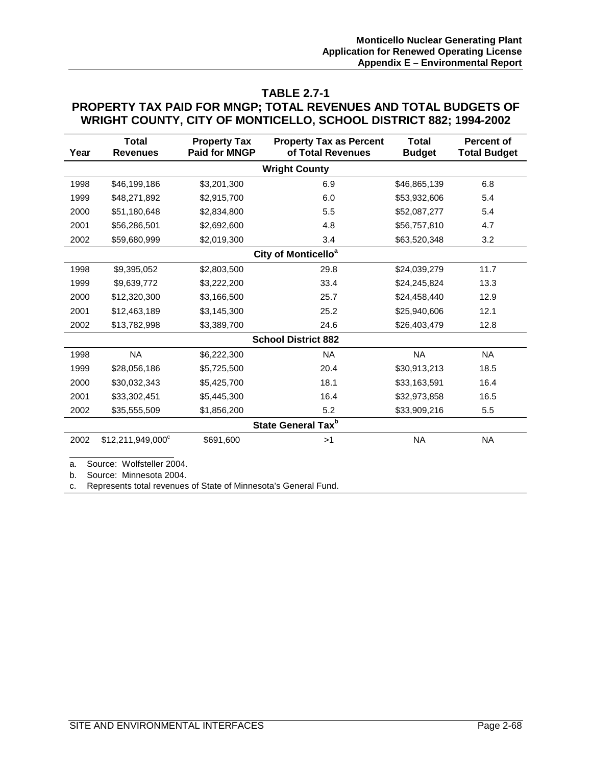## TABLE 2.7-1
## PROPERTY TAX PAID FOR MNGP; TOTAL REVENUES AND TOTAL BUDGETS OF WRIGHT COUNTY, CITY OF MONTICELLO, SCHOOL DISTRICT 882; 1994-2002

| Year | Total Revenues | Property Tax Paid for MNGP | Property Tax as Percent of Total Revenues | Total Budget | Percent of Total Budget |
|---|---|---|---|---|---|
| | | | **Wright County** | | |
| 1998 | $46,199,186 | $3,201,300 | 6.9 | $46,865,139 | 6.8 |
| 1999 | $48,271,892 | $2,915,700 | 6.0 | $53,932,606 | 5.4 |
| 2000 | $51,180,648 | $2,834,800 | 5.5 | $52,087,277 | 5.4 |
| 2001 | $56,286,501 | $2,692,600 | 4.8 | $56,757,810 | 4.7 |
| 2002 | $59,680,999 | $2,019,300 | 3.4 | $63,520,348 | 3.2 |
| | | | **City of Monticello[a]** | | |
| 1998 | $9,395,052 | $2,803,500 | 29.8 | $24,039,279 | 11.7 |
| 1999 | $9,639,772 | $3,222,200 | 33.4 | $24,245,824 | 13.3 |
| 2000 | $12,320,300 | $3,166,500 | 25.7 | $24,458,440 | 12.9 |
| 2001 | $12,463,189 | $3,145,300 | 25.2 | $25,940,606 | 12.1 |
| 2002 | $13,782,998 | $3,389,700 | 24.6 | $26,403,479 | 12.8 |
| | | | **School District 882** | | |
| 1998 | NA | $6,222,300 | NA | NA | NA |
| 1999 | $28,056,186 | $5,725,500 | 20.4 | $30,913,213 | 18.5 |
| 2000 | $30,032,343 | $5,425,700 | 18.1 | $33,163,591 | 16.4 |
| 2001 | $33,302,451 | $5,445,300 | 16.4 | $32,973,858 | 16.5 |
| 2002 | $35,555,509 | $1,856,200 | 5.2 | $33,909,216 | 5.5 |
| | | | **State General Tax[b]** | | |
| 2002 | $12,211,949,000[c] | $691,600 | >1 | NA | NA |

a. Source: Wolfsteller 2004.

b. Source: Minnesota 2004.

c. Represents total revenues of State of Minnesota's General Fund.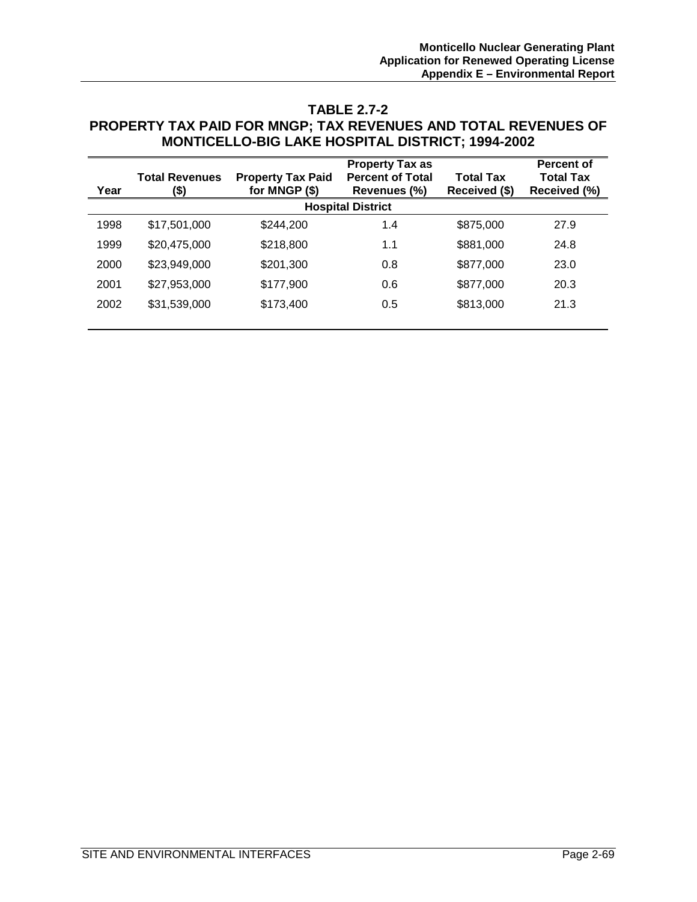## TABLE 2.7-2

## PROPERTY TAX PAID FOR MNGP; TAX REVENUES AND TOTAL REVENUES OF MONTICELLO-BIG LAKE HOSPITAL DISTRICT; 1994-2002

| Year | Total Revenues ($) | Property Tax Paid for MNGP ($) | Property Tax as Percent of Total Revenues (%) | Total Tax Received ($) | Percent of Total Tax Received (%) |
|---|---|---|---|---|---|
| **Hospital District** | | | | | |
| 1998 | $17,501,000 | $244,200 | 1.4 | $875,000 | 27.9 |
| 1999 | $20,475,000 | $218,800 | 1.1 | $881,000 | 24.8 |
| 2000 | $23,949,000 | $201,300 | 0.8 | $877,000 | 23.0 |
| 2001 | $27,953,000 | $177,900 | 0.6 | $877,000 | 20.3 |
| 2002 | $31,539,000 | $173,400 | 0.5 | $813,000 | 21.3 |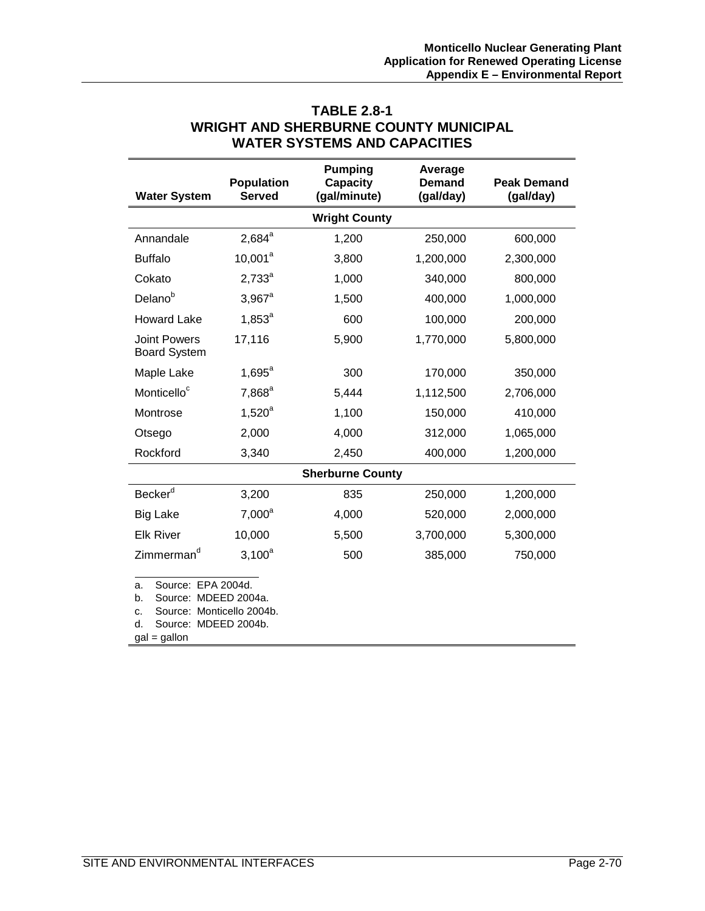# TABLE 2.8-1
# WRIGHT AND SHERBURNE COUNTY MUNICIPAL WATER SYSTEMS AND CAPACITIES

| Water System | Population Served | Pumping Capacity (gal/minute) | Average Demand (gal/day) | Peak Demand (gal/day) |
|---|---|---|---|---|
| **Wright County** | | | | |
| Annandale | 2,684[a] | 1,200 | 250,000 | 600,000 |
| Buffalo | 10,001[a] | 3,800 | 1,200,000 | 2,300,000 |
| Cokato | 2,733[a] | 1,000 | 340,000 | 800,000 |
| Delano[b] | 3,967[a] | 1,500 | 400,000 | 1,000,000 |
| Howard Lake | 1,853[a] | 600 | 100,000 | 200,000 |
| Joint Powers Board System | 17,116 | 5,900 | 1,770,000 | 5,800,000 |
| Maple Lake | 1,695[a] | 300 | 170,000 | 350,000 |
| Monticello[c] | 7,868[a] | 5,444 | 1,112,500 | 2,706,000 |
| Montrose | 1,520[a] | 1,100 | 150,000 | 410,000 |
| Otsego | 2,000 | 4,000 | 312,000 | 1,065,000 |
| Rockford | 3,340 | 2,450 | 400,000 | 1,200,000 |
| **Sherburne County** | | | | |
| Becker[d] | 3,200 | 835 | 250,000 | 1,200,000 |
| Big Lake | 7,000[a] | 4,000 | 520,000 | 2,000,000 |
| Elk River | 10,000 | 5,500 | 3,700,000 | 5,300,000 |
| Zimmerman[d] | 3,100[a] | 500 | 385,000 | 750,000 |

a. Source: EPA 2004d.
b. Source: MDEED 2004a.
c. Source: Monticello 2004b.
d. Source: MDEED 2004b.
gal = gallon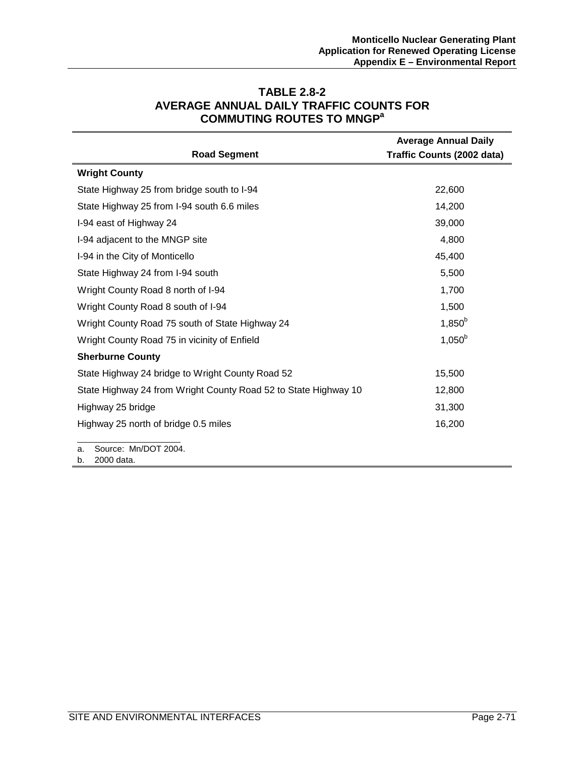# TABLE 2.8-2
# AVERAGE ANNUAL DAILY TRAFFIC COUNTS FOR COMMUTING ROUTES TO MNGP[a]

| Road Segment | Average Annual Daily Traffic Counts (2002 data) |
|---|---|
| **Wright County** | |
| State Highway 25 from bridge south to I-94 | 22,600 |
| State Highway 25 from I-94 south 6.6 miles | 14,200 |
| I-94 east of Highway 24 | 39,000 |
| I-94 adjacent to the MNGP site | 4,800 |
| I-94 in the City of Monticello | 45,400 |
| State Highway 24 from I-94 south | 5,500 |
| Wright County Road 8 north of I-94 | 1,700 |
| Wright County Road 8 south of I-94 | 1,500 |
| Wright County Road 75 south of State Highway 24 | 1,850[b] |
| Wright County Road 75 in vicinity of Enfield | 1,050[b] |
| **Sherburne County** | |
| State Highway 24 bridge to Wright County Road 52 | 15,500 |
| State Highway 24 from Wright County Road 52 to State Highway 10 | 12,800 |
| Highway 25 bridge | 31,300 |
| Highway 25 north of bridge 0.5 miles | 16,200 |

a. Source: Mn/DOT 2004.
b. 2000 data.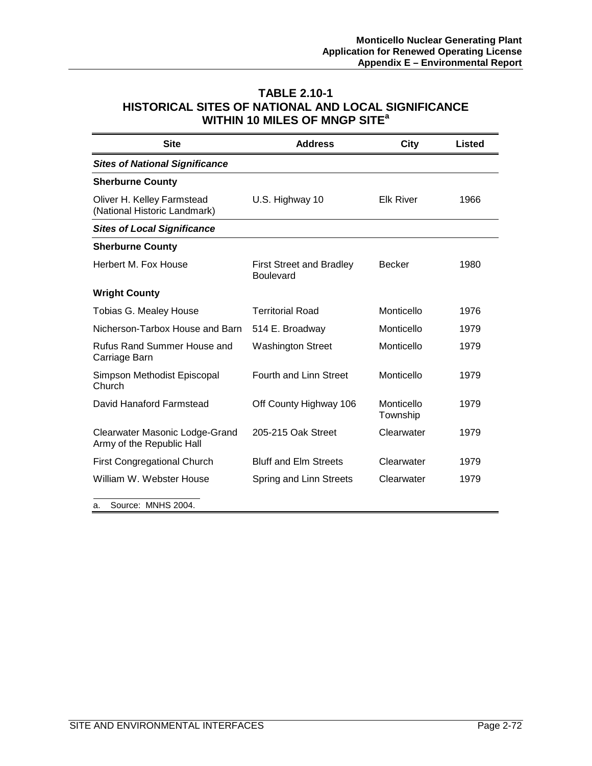## TABLE 2.10-1
## HISTORICAL SITES OF NATIONAL AND LOCAL SIGNIFICANCE WITHIN 10 MILES OF MNGP SITE[a]

| Site | Address | City | Listed |
|---|---|---|---|
| ***Sites of National Significance*** | | | |
| **Sherburne County** | | | |
| Oliver H. Kelley Farmstead (National Historic Landmark) | U.S. Highway 10 | Elk River | 1966 |
| ***Sites of Local Significance*** | | | |
| **Sherburne County** | | | |
| Herbert M. Fox House | First Street and Bradley Boulevard | Becker | 1980 |
| **Wright County** | | | |
| Tobias G. Mealey House | Territorial Road | Monticello | 1976 |
| Nicherson-Tarbox House and Barn | 514 E. Broadway | Monticello | 1979 |
| Rufus Rand Summer House and Carriage Barn | Washington Street | Monticello | 1979 |
| Simpson Methodist Episcopal Church | Fourth and Linn Street | Monticello | 1979 |
| David Hanaford Farmstead | Off County Highway 106 | Monticello Township | 1979 |
| Clearwater Masonic Lodge-Grand Army of the Republic Hall | 205-215 Oak Street | Clearwater | 1979 |
| First Congregational Church | Bluff and Elm Streets | Clearwater | 1979 |
| William W. Webster House | Spring and Linn Streets | Clearwater | 1979 |

a. Source: MNHS 2004.